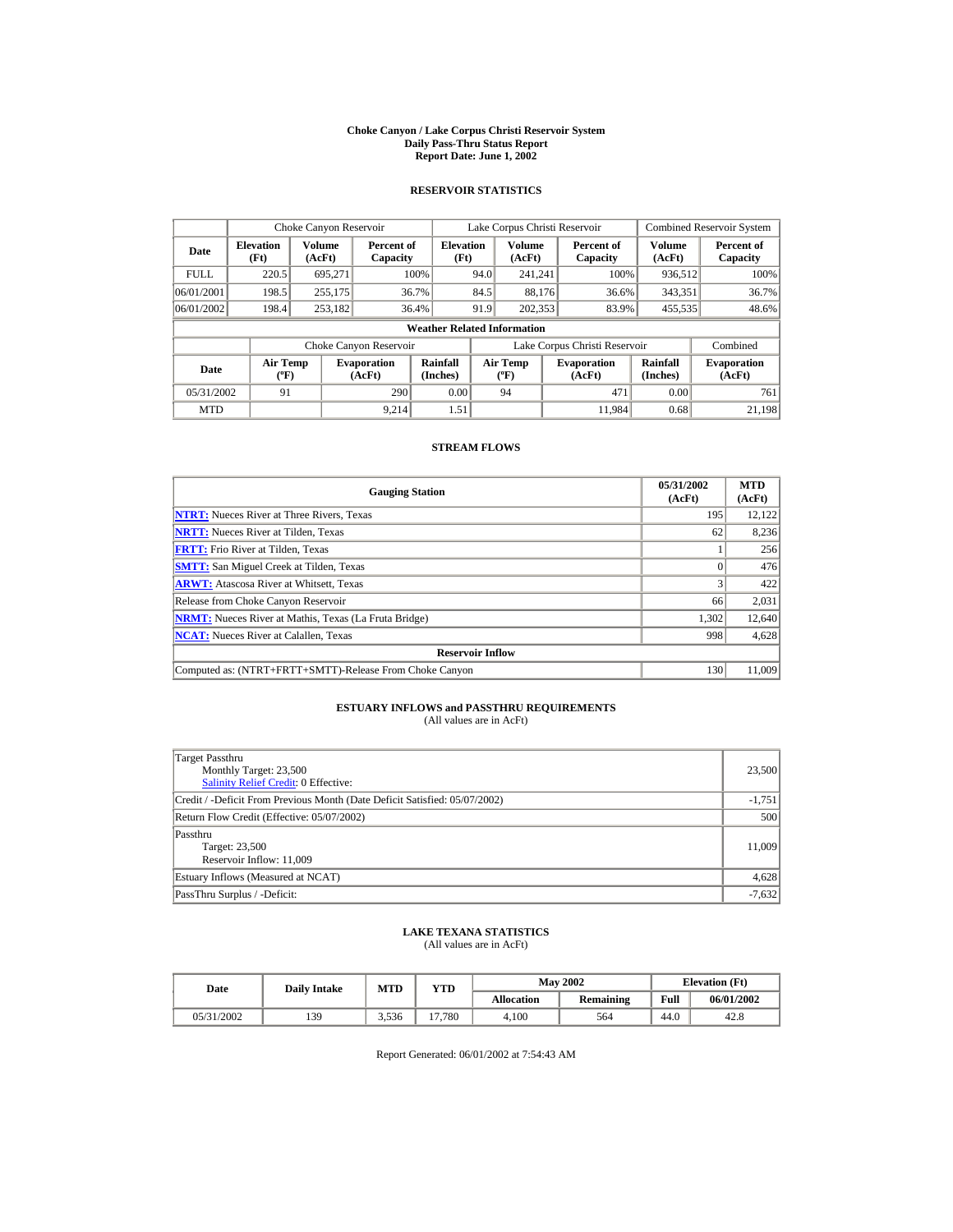# Choke Canyon / Lake Corpus Christi Reservoir System
## Daily Pass-Thru Status Report
### Report Date: June 1, 2002

## RESERVOIR STATISTICS

| | Choke Canyon Reservoir | | | Lake Corpus Christi Reservoir | | | Combined Reservoir System | |
|---|---|---|---|---|---|---|---|---|
| Date | Elevation (Ft) | Volume (AcFt) | Percent of Capacity | Elevation (Ft) | Volume (AcFt) | Percent of Capacity | Volume (AcFt) | Percent of Capacity |
| FULL | 220.5 | 695,271 | 100% | 94.0 | 241,241 | 100% | 936,512 | 100% |
| 06/01/2001 | 198.5 | 255,175 | 36.7% | 84.5 | 88,176 | 36.6% | 343,351 | 36.7% |
| 06/01/2002 | 198.4 | 253,182 | 36.4% | 91.9 | 202,353 | 83.9% | 455,535 | 48.6% |

**Weather Related Information**

| | Choke Canyon Reservoir | | | Lake Corpus Christi Reservoir | | | Combined |
|---|---|---|---|---|---|---|---|
| Date | Air Temp (ºF) | Evaporation (AcFt) | Rainfall (Inches) | Air Temp (ºF) | Evaporation (AcFt) | Rainfall (Inches) | Evaporation (AcFt) |
| 05/31/2002 | 91 | 290 | 0.00 | 94 | 471 | 0.00 | 761 |
| MTD | | 9,214 | 1.51 | | 11,984 | 0.68 | 21,198 |

## STREAM FLOWS

| Gauging Station | 05/31/2002 (AcFt) | MTD (AcFt) |
|---|---|---|
| NTRT: Nueces River at Three Rivers, Texas | 195 | 12,122 |
| NRTT: Nueces River at Tilden, Texas | 62 | 8,236 |
| FRTT: Frio River at Tilden, Texas | 1 | 256 |
| SMTT: San Miguel Creek at Tilden, Texas | 0 | 476 |
| ARWT: Atascosa River at Whitsett, Texas | 3 | 422 |
| Release from Choke Canyon Reservoir | 66 | 2,031 |
| NRMT: Nueces River at Mathis, Texas (La Fruta Bridge) | 1,302 | 12,640 |
| NCAT: Nueces River at Calallen, Texas | 998 | 4,628 |
| **Reservoir Inflow** | | |
| Computed as: (NTRT+FRTT+SMTT)-Release From Choke Canyon | 130 | 11,009 |

## ESTUARY INFLOWS and PASSTHRU REQUIREMENTS

(All values are in AcFt)

| | |
|---|---|
| Target Passthru<br>Monthly Target: 23,500<br>Salinity Relief Credit: 0 Effective: | 23,500 |
| Credit / -Deficit From Previous Month (Date Deficit Satisfied: 05/07/2002) | -1,751 |
| Return Flow Credit (Effective: 05/07/2002) | 500 |
| Passthru<br>Target: 23,500<br>Reservoir Inflow: 11,009 | 11,009 |
| Estuary Inflows (Measured at NCAT) | 4,628 |
| PassThru Surplus / -Deficit: | -7,632 |

## LAKE TEXANA STATISTICS

(All values are in AcFt)

| Date | Daily Intake | MTD | YTD | May 2002 | | Elevation (Ft) | |
|---|---|---|---|---|---|---|---|
| | | | | Allocation | Remaining | Full | 06/01/2002 |
| 05/31/2002 | 139 | 3,536 | 17,780 | 4,100 | 564 | 44.0 | 42.8 |

Report Generated: 06/01/2002 at 7:54:43 AM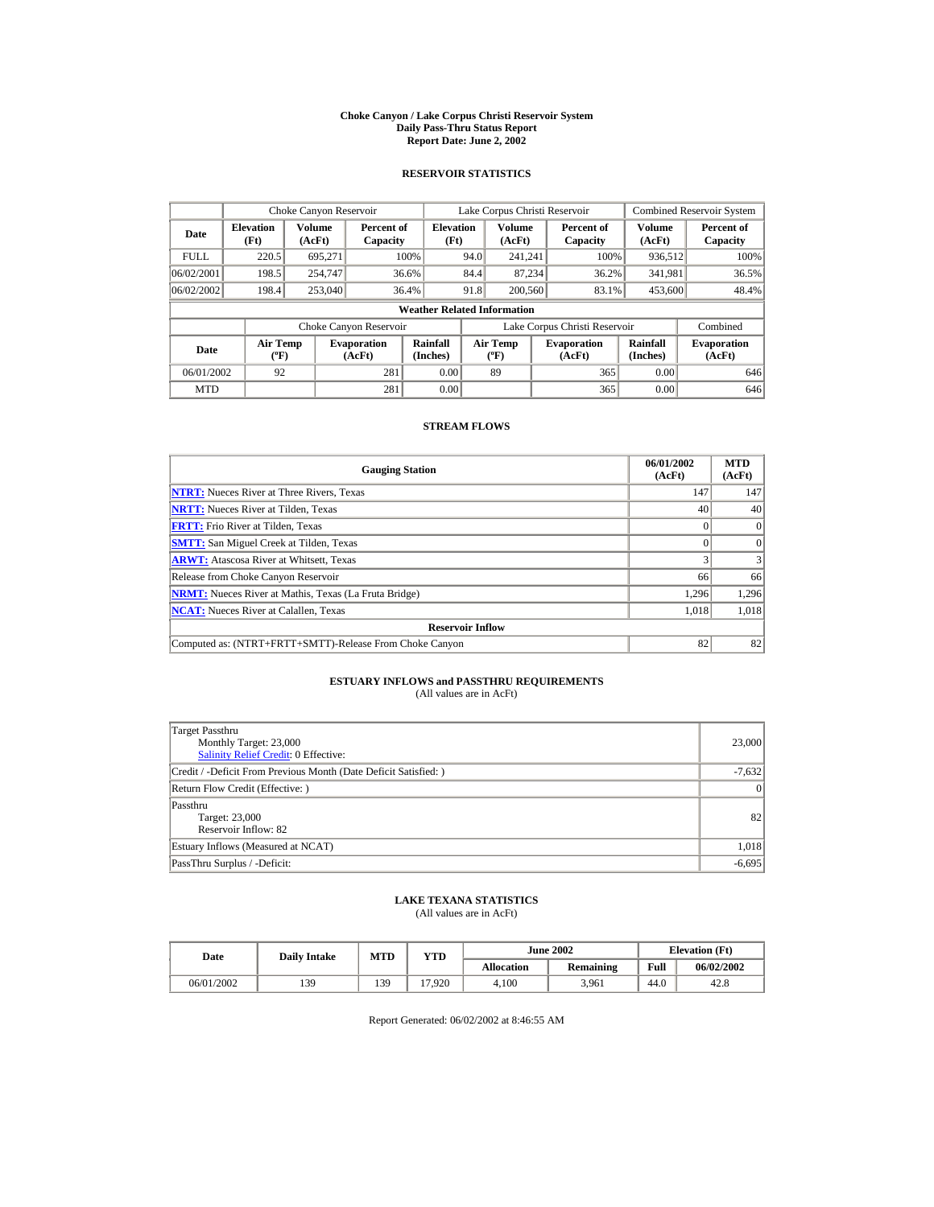# Choke Canyon / Lake Corpus Christi Reservoir System
## Daily Pass-Thru Status Report
### Report Date: June 2, 2002

## RESERVOIR STATISTICS

| Date | Choke Canyon Reservoir | | | Lake Corpus Christi Reservoir | | | Combined Reservoir System | |
|---|---|---|---|---|---|---|---|---|
| | Elevation (Ft) | Volume (AcFt) | Percent of Capacity | Elevation (Ft) | Volume (AcFt) | Percent of Capacity | Volume (AcFt) | Percent of Capacity |
| FULL | 220.5 | 695,271 | 100% | 94.0 | 241,241 | 100% | 936,512 | 100% |
| 06/02/2001 | 198.5 | 254,747 | 36.6% | 84.4 | 87,234 | 36.2% | 341,981 | 36.5% |
| 06/02/2002 | 198.4 | 253,040 | 36.4% | 91.8 | 200,560 | 83.1% | 453,600 | 48.4% |

**Weather Related Information**

| Date | Choke Canyon Reservoir | | | Lake Corpus Christi Reservoir | | | Combined |
|---|---|---|---|---|---|---|---|
| | Air Temp (ºF) | Evaporation (AcFt) | Rainfall (Inches) | Air Temp (ºF) | Evaporation (AcFt) | Rainfall (Inches) | Evaporation (AcFt) |
| 06/01/2002 | 92 | 281 | 0.00 | 89 | 365 | 0.00 | 646 |
| MTD | | 281 | 0.00 | | 365 | 0.00 | 646 |

## STREAM FLOWS

| Gauging Station | 06/01/2002 (AcFt) | MTD (AcFt) |
|---|---|---|
| NTRT: Nueces River at Three Rivers, Texas | 147 | 147 |
| NRTT: Nueces River at Tilden, Texas | 40 | 40 |
| FRTT: Frio River at Tilden, Texas | 0 | 0 |
| SMTT: San Miguel Creek at Tilden, Texas | 0 | 0 |
| ARWT: Atascosa River at Whitsett, Texas | 3 | 3 |
| Release from Choke Canyon Reservoir | 66 | 66 |
| NRMT: Nueces River at Mathis, Texas (La Fruta Bridge) | 1,296 | 1,296 |
| NCAT: Nueces River at Calallen, Texas | 1,018 | 1,018 |
| **Reservoir Inflow** | | |
| Computed as: (NTRT+FRTT+SMTT)-Release From Choke Canyon | 82 | 82 |

## ESTUARY INFLOWS and PASSTHRU REQUIREMENTS
(All values are in AcFt)

| | |
|---|---|
| Target Passthru<br>Monthly Target: 23,000<br>Salinity Relief Credit: 0 Effective: | 23,000 |
| Credit / -Deficit From Previous Month (Date Deficit Satisfied: ) | -7,632 |
| Return Flow Credit (Effective: ) | 0 |
| Passthru<br>Target: 23,000<br>Reservoir Inflow: 82 | 82 |
| Estuary Inflows (Measured at NCAT) | 1,018 |
| PassThru Surplus / -Deficit: | -6,695 |

## LAKE TEXANA STATISTICS
(All values are in AcFt)

| Date | Daily Intake | MTD | YTD | June 2002 | | Elevation (Ft) | |
|---|---|---|---|---|---|---|---|
| | | | | Allocation | Remaining | Full | 06/02/2002 |
| 06/01/2002 | 139 | 139 | 17,920 | 4,100 | 3,961 | 44.0 | 42.8 |

Report Generated: 06/02/2002 at 8:46:55 AM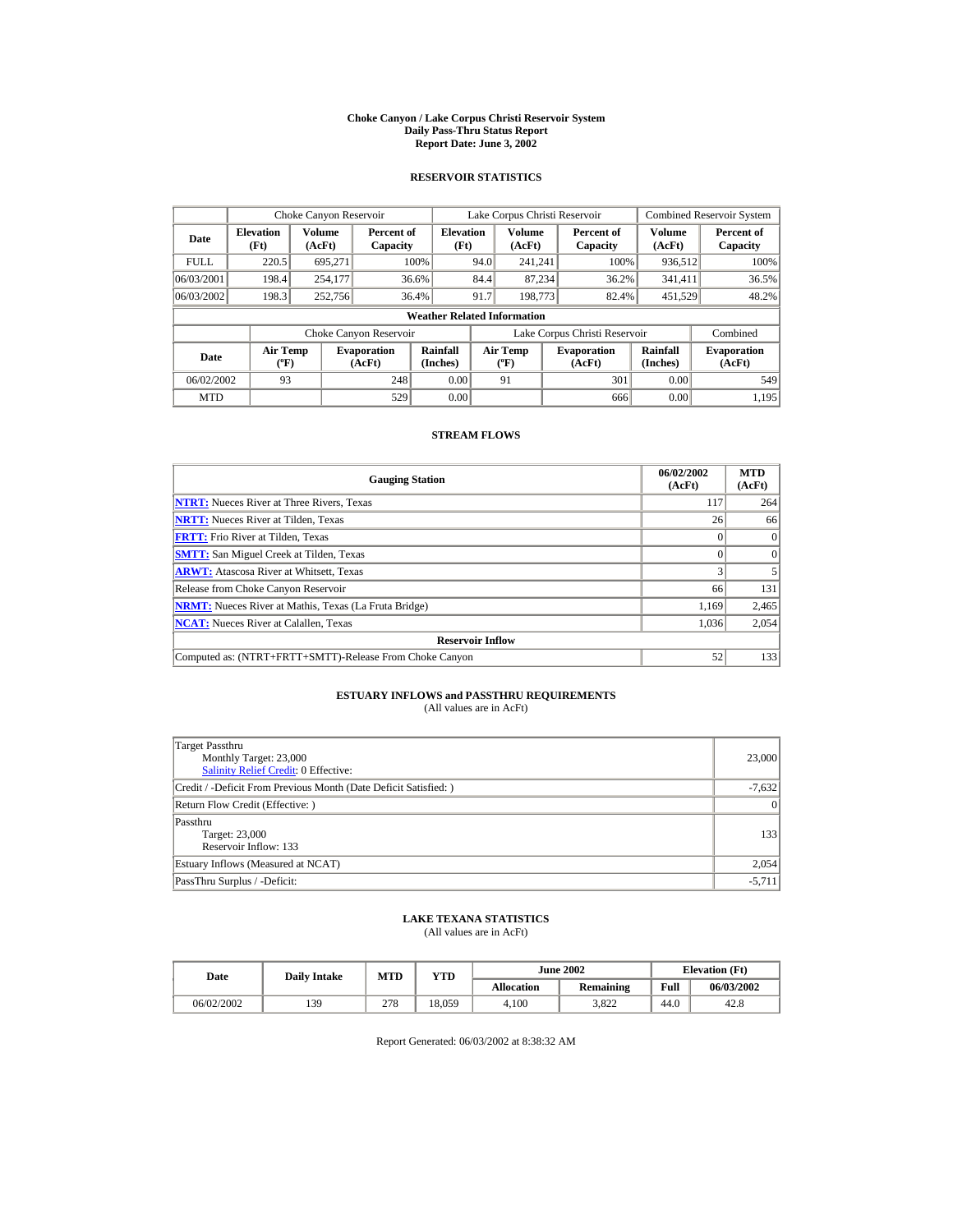# Choke Canyon / Lake Corpus Christi Reservoir System
## Daily Pass-Thru Status Report
## Report Date: June 3, 2002

### RESERVOIR STATISTICS

| Date | Choke Canyon Reservoir | | | Lake Corpus Christi Reservoir | | | Combined Reservoir System | |
|---|---|---|---|---|---|---|---|---|
| | Elevation (Ft) | Volume (AcFt) | Percent of Capacity | Elevation (Ft) | Volume (AcFt) | Percent of Capacity | Volume (AcFt) | Percent of Capacity |
| FULL | 220.5 | 695,271 | 100% | 94.0 | 241,241 | 100% | 936,512 | 100% |
| 06/03/2001 | 198.4 | 254,177 | 36.6% | 84.4 | 87,234 | 36.2% | 341,411 | 36.5% |
| 06/03/2002 | 198.3 | 252,756 | 36.4% | 91.7 | 198,773 | 82.4% | 451,529 | 48.2% |

**Weather Related Information**

| Date | Choke Canyon Reservoir | | | Lake Corpus Christi Reservoir | | | Combined |
|---|---|---|---|---|---|---|---|
| | Air Temp (ºF) | Evaporation (AcFt) | Rainfall (Inches) | Air Temp (ºF) | Evaporation (AcFt) | Rainfall (Inches) | Evaporation (AcFt) |
| 06/02/2002 | 93 | 248 | 0.00 | 91 | 301 | 0.00 | 549 |
| MTD | | 529 | 0.00 | | 666 | 0.00 | 1,195 |

### STREAM FLOWS

| Gauging Station | 06/02/2002 (AcFt) | MTD (AcFt) |
|---|---|---|
| NTRT: Nueces River at Three Rivers, Texas | 117 | 264 |
| NRTT: Nueces River at Tilden, Texas | 26 | 66 |
| FRTT: Frio River at Tilden, Texas | 0 | 0 |
| SMTT: San Miguel Creek at Tilden, Texas | 0 | 0 |
| ARWT: Atascosa River at Whitsett, Texas | 3 | 5 |
| Release from Choke Canyon Reservoir | 66 | 131 |
| NRMT: Nueces River at Mathis, Texas (La Fruta Bridge) | 1,169 | 2,465 |
| NCAT: Nueces River at Calallen, Texas | 1,036 | 2,054 |
| **Reservoir Inflow** | | |
| Computed as: (NTRT+FRTT+SMTT)-Release From Choke Canyon | 52 | 133 |

### ESTUARY INFLOWS and PASSTHRU REQUIREMENTS
(All values are in AcFt)

| | |
|---|---|
| Target Passthru<br>Monthly Target: 23,000<br>Salinity Relief Credit: 0 Effective: | 23,000 |
| Credit / -Deficit From Previous Month (Date Deficit Satisfied: ) | -7,632 |
| Return Flow Credit (Effective: ) | 0 |
| Passthru<br>Target: 23,000<br>Reservoir Inflow: 133 | 133 |
| Estuary Inflows (Measured at NCAT) | 2,054 |
| PassThru Surplus / -Deficit: | -5,711 |

### LAKE TEXANA STATISTICS
(All values are in AcFt)

| Date | Daily Intake | MTD | YTD | June 2002 | | Elevation (Ft) | |
|---|---|---|---|---|---|---|---|
| | | | | Allocation | Remaining | Full | 06/03/2002 |
| 06/02/2002 | 139 | 278 | 18,059 | 4,100 | 3,822 | 44.0 | 42.8 |

Report Generated: 06/03/2002 at 8:38:32 AM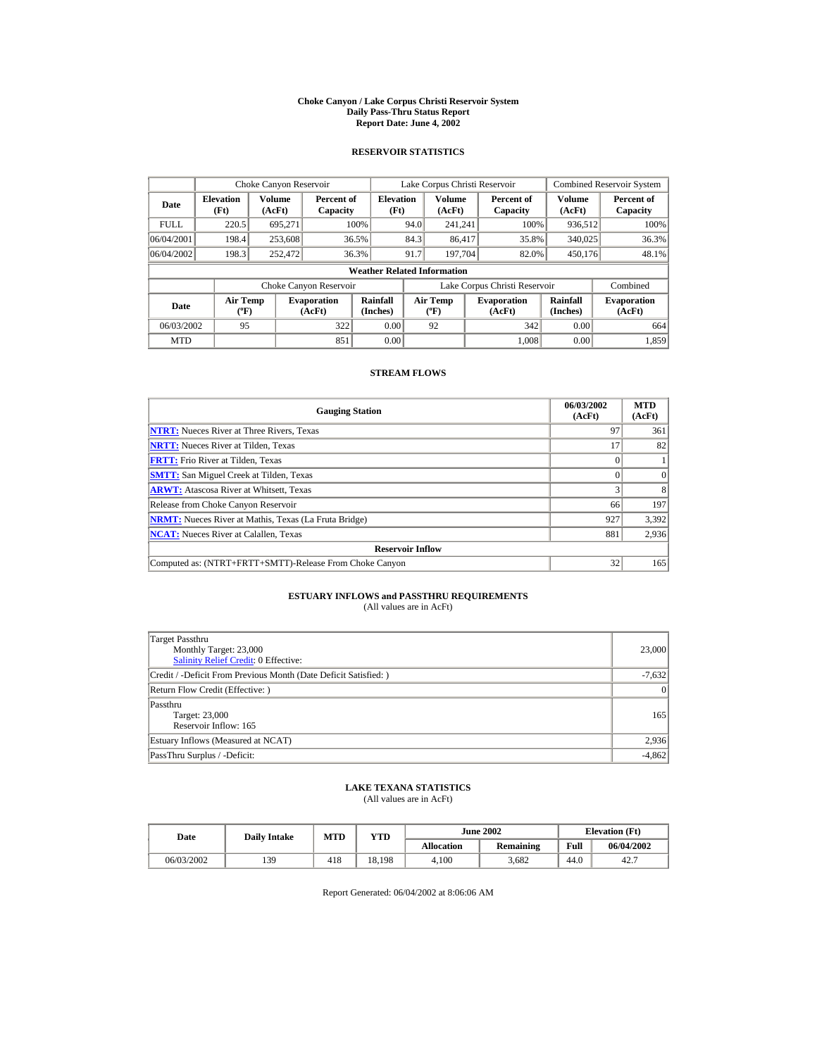# Choke Canyon / Lake Corpus Christi Reservoir System
## Daily Pass-Thru Status Report
### Report Date: June 4, 2002

## RESERVOIR STATISTICS

| Date | Choke Canyon Reservoir | | | Lake Corpus Christi Reservoir | | | Combined Reservoir System | |
|---|---|---|---|---|---|---|---|---|
| | Elevation (Ft) | Volume (AcFt) | Percent of Capacity | Elevation (Ft) | Volume (AcFt) | Percent of Capacity | Volume (AcFt) | Percent of Capacity |
| FULL | 220.5 | 695,271 | 100% | 94.0 | 241,241 | 100% | 936,512 | 100% |
| 06/04/2001 | 198.4 | 253,608 | 36.5% | 84.3 | 86,417 | 35.8% | 340,025 | 36.3% |
| 06/04/2002 | 198.3 | 252,472 | 36.3% | 91.7 | 197,704 | 82.0% | 450,176 | 48.1% |

**Weather Related Information**

| Date | Choke Canyon Reservoir | | | Lake Corpus Christi Reservoir | | | Combined |
|---|---|---|---|---|---|---|---|
| | Air Temp (ºF) | Evaporation (AcFt) | Rainfall (Inches) | Air Temp (ºF) | Evaporation (AcFt) | Rainfall (Inches) | Evaporation (AcFt) |
| 06/03/2002 | 95 | 322 | 0.00 | 92 | 342 | 0.00 | 664 |
| MTD | | 851 | 0.00 | | 1,008 | 0.00 | 1,859 |

## STREAM FLOWS

| Gauging Station | 06/03/2002 (AcFt) | MTD (AcFt) |
|---|---|---|
| NTRT: Nueces River at Three Rivers, Texas | 97 | 361 |
| NRTT: Nueces River at Tilden, Texas | 17 | 82 |
| FRTT: Frio River at Tilden, Texas | 0 | 1 |
| SMTT: San Miguel Creek at Tilden, Texas | 0 | 0 |
| ARWT: Atascosa River at Whitsett, Texas | 3 | 8 |
| Release from Choke Canyon Reservoir | 66 | 197 |
| NRMT: Nueces River at Mathis, Texas (La Fruta Bridge) | 927 | 3,392 |
| NCAT: Nueces River at Calallen, Texas | 881 | 2,936 |
| **Reservoir Inflow** | | |
| Computed as: (NTRT+FRTT+SMTT)-Release From Choke Canyon | 32 | 165 |

## ESTUARY INFLOWS and PASSTHRU REQUIREMENTS
(All values are in AcFt)

| | |
|---|---|
| Target Passthru<br>Monthly Target: 23,000<br>Salinity Relief Credit: 0 Effective: | 23,000 |
| Credit / -Deficit From Previous Month (Date Deficit Satisfied: ) | -7,632 |
| Return Flow Credit (Effective: ) | 0 |
| Passthru<br>Target: 23,000<br>Reservoir Inflow: 165 | 165 |
| Estuary Inflows (Measured at NCAT) | 2,936 |
| PassThru Surplus / -Deficit: | -4,862 |

## LAKE TEXANA STATISTICS
(All values are in AcFt)

| Date | Daily Intake | MTD | YTD | June 2002 | | Elevation (Ft) | |
|---|---|---|---|---|---|---|---|
| | | | | Allocation | Remaining | Full | 06/04/2002 |
| 06/03/2002 | 139 | 418 | 18,198 | 4,100 | 3,682 | 44.0 | 42.7 |

Report Generated: 06/04/2002 at 8:06:06 AM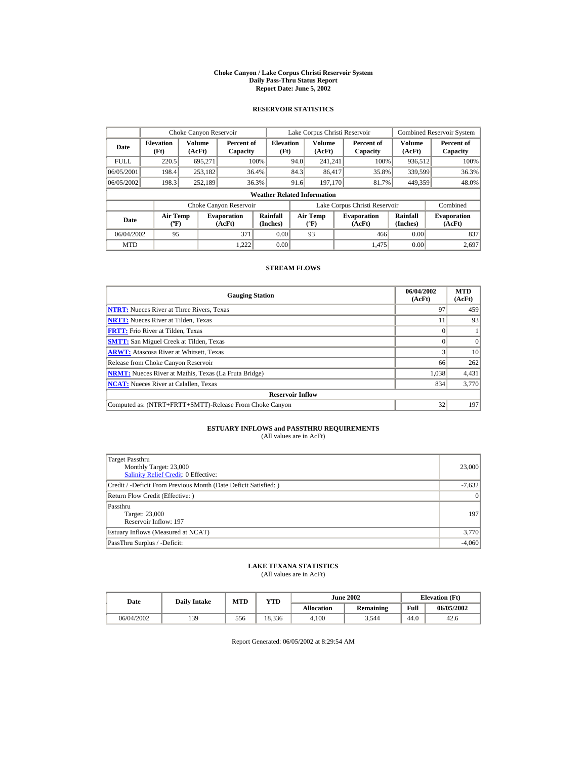# Choke Canyon / Lake Corpus Christi Reservoir System
## Daily Pass-Thru Status Report
## Report Date: June 5, 2002

### RESERVOIR STATISTICS

| Date | Choke Canyon Reservoir | | | Lake Corpus Christi Reservoir | | | Combined Reservoir System | |
|---|---|---|---|---|---|---|---|---|
| | Elevation (Ft) | Volume (AcFt) | Percent of Capacity | Elevation (Ft) | Volume (AcFt) | Percent of Capacity | Volume (AcFt) | Percent of Capacity |
| FULL | 220.5 | 695,271 | 100% | 94.0 | 241,241 | 100% | 936,512 | 100% |
| 06/05/2001 | 198.4 | 253,182 | 36.4% | 84.3 | 86,417 | 35.8% | 339,599 | 36.3% |
| 06/05/2002 | 198.3 | 252,189 | 36.3% | 91.6 | 197,170 | 81.7% | 449,359 | 48.0% |

**Weather Related Information**

| Date | Choke Canyon Reservoir | | | Lake Corpus Christi Reservoir | | | Combined |
|---|---|---|---|---|---|---|---|
| | Air Temp (ºF) | Evaporation (AcFt) | Rainfall (Inches) | Air Temp (ºF) | Evaporation (AcFt) | Rainfall (Inches) | Evaporation (AcFt) |
| 06/04/2002 | 95 | 371 | 0.00 | 93 | 466 | 0.00 | 837 |
| MTD | | 1,222 | 0.00 | | 1,475 | 0.00 | 2,697 |

### STREAM FLOWS

| Gauging Station | 06/04/2002 (AcFt) | MTD (AcFt) |
|---|---|---|
| NTRT: Nueces River at Three Rivers, Texas | 97 | 459 |
| NRTT: Nueces River at Tilden, Texas | 11 | 93 |
| FRTT: Frio River at Tilden, Texas | 0 | 1 |
| SMTT: San Miguel Creek at Tilden, Texas | 0 | 0 |
| ARWT: Atascosa River at Whitsett, Texas | 3 | 10 |
| Release from Choke Canyon Reservoir | 66 | 262 |
| NRMT: Nueces River at Mathis, Texas (La Fruta Bridge) | 1,038 | 4,431 |
| NCAT: Nueces River at Calallen, Texas | 834 | 3,770 |
| **Reservoir Inflow** | | |
| Computed as: (NTRT+FRTT+SMTT)-Release From Choke Canyon | 32 | 197 |

### ESTUARY INFLOWS and PASSTHRU REQUIREMENTS
(All values are in AcFt)

| | |
|---|---|
| Target Passthru<br>Monthly Target: 23,000<br>Salinity Relief Credit: 0 Effective: | 23,000 |
| Credit / -Deficit From Previous Month (Date Deficit Satisfied: ) | -7,632 |
| Return Flow Credit (Effective: ) | 0 |
| Passthru<br>Target: 23,000<br>Reservoir Inflow: 197 | 197 |
| Estuary Inflows (Measured at NCAT) | 3,770 |
| PassThru Surplus / -Deficit: | -4,060 |

### LAKE TEXANA STATISTICS
(All values are in AcFt)

| Date | Daily Intake | MTD | YTD | June 2002 | | Elevation (Ft) | |
|---|---|---|---|---|---|---|---|
| | | | | Allocation | Remaining | Full | 06/05/2002 |
| 06/04/2002 | 139 | 556 | 18,336 | 4,100 | 3,544 | 44.0 | 42.6 |

Report Generated: 06/05/2002 at 8:29:54 AM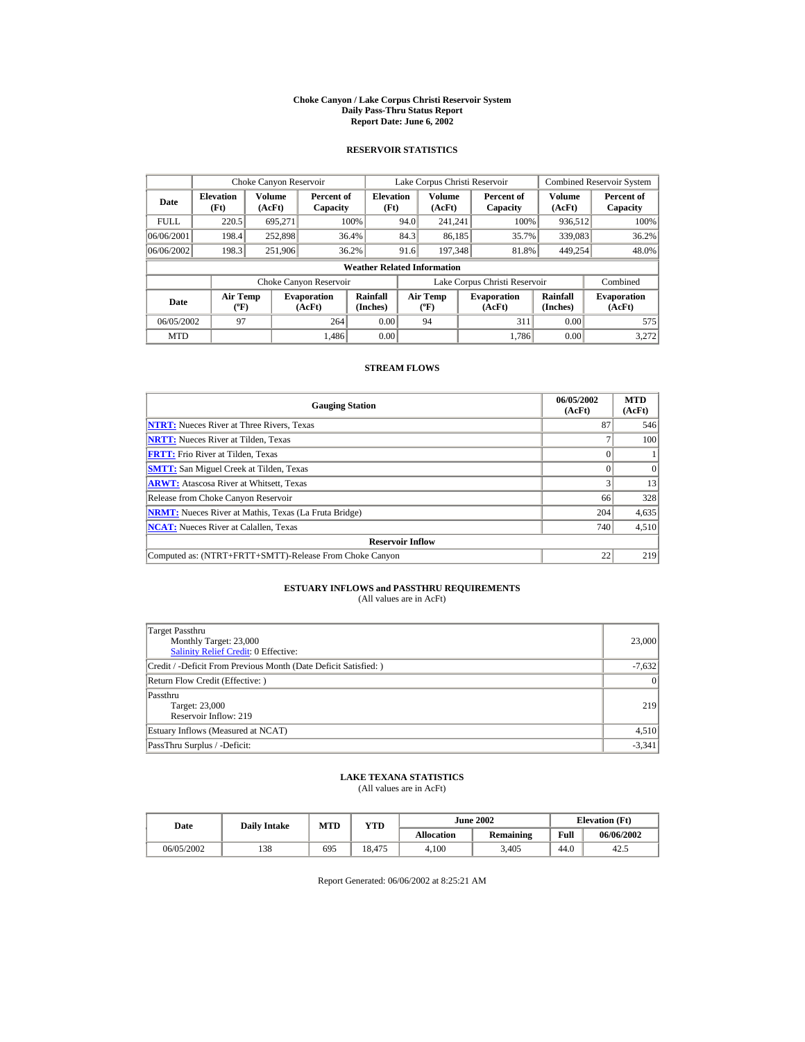# Choke Canyon / Lake Corpus Christi Reservoir System
## Daily Pass-Thru Status Report
### Report Date: June 6, 2002

## RESERVOIR STATISTICS

| | Choke Canyon Reservoir | | | Lake Corpus Christi Reservoir | | | Combined Reservoir System | |
|---|---|---|---|---|---|---|---|---|
| Date | Elevation (Ft) | Volume (AcFt) | Percent of Capacity | Elevation (Ft) | Volume (AcFt) | Percent of Capacity | Volume (AcFt) | Percent of Capacity |
| FULL | 220.5 | 695,271 | 100% | 94.0 | 241,241 | 100% | 936,512 | 100% |
| 06/06/2001 | 198.4 | 252,898 | 36.4% | 84.3 | 86,185 | 35.7% | 339,083 | 36.2% |
| 06/06/2002 | 198.3 | 251,906 | 36.2% | 91.6 | 197,348 | 81.8% | 449,254 | 48.0% |

**Weather Related Information**

| | Choke Canyon Reservoir | | | Lake Corpus Christi Reservoir | | | Combined |
|---|---|---|---|---|---|---|---|
| Date | Air Temp (ºF) | Evaporation (AcFt) | Rainfall (Inches) | Air Temp (ºF) | Evaporation (AcFt) | Rainfall (Inches) | Evaporation (AcFt) |
| 06/05/2002 | 97 | 264 | 0.00 | 94 | 311 | 0.00 | 575 |
| MTD | | 1,486 | 0.00 | | 1,786 | 0.00 | 3,272 |

## STREAM FLOWS

| Gauging Station | 06/05/2002 (AcFt) | MTD (AcFt) |
|---|---|---|
| **NTRT:** Nueces River at Three Rivers, Texas | 87 | 546 |
| **NRTT:** Nueces River at Tilden, Texas | 7 | 100 |
| **FRTT:** Frio River at Tilden, Texas | 0 | 1 |
| **SMTT:** San Miguel Creek at Tilden, Texas | 0 | 0 |
| **ARWT:** Atascosa River at Whitsett, Texas | 3 | 13 |
| Release from Choke Canyon Reservoir | 66 | 328 |
| **NRMT:** Nueces River at Mathis, Texas (La Fruta Bridge) | 204 | 4,635 |
| **NCAT:** Nueces River at Calallen, Texas | 740 | 4,510 |
| **Reservoir Inflow** | | |
| Computed as: (NTRT+FRTT+SMTT)-Release From Choke Canyon | 22 | 219 |

## ESTUARY INFLOWS and PASSTHRU REQUIREMENTS

(All values are in AcFt)

| | |
|---|---|
| Target Passthru<br>Monthly Target: 23,000<br>Salinity Relief Credit: 0 Effective: | 23,000 |
| Credit / -Deficit From Previous Month (Date Deficit Satisfied: ) | -7,632 |
| Return Flow Credit (Effective: ) | 0 |
| Passthru<br>Target: 23,000<br>Reservoir Inflow: 219 | 219 |
| Estuary Inflows (Measured at NCAT) | 4,510 |
| PassThru Surplus / -Deficit: | -3,341 |

## LAKE TEXANA STATISTICS

(All values are in AcFt)

| Date | Daily Intake | MTD | YTD | June 2002 | | Elevation (Ft) | |
|---|---|---|---|---|---|---|---|
| | | | | Allocation | Remaining | Full | 06/06/2002 |
| 06/05/2002 | 138 | 695 | 18,475 | 4,100 | 3,405 | 44.0 | 42.5 |

Report Generated: 06/06/2002 at 8:25:21 AM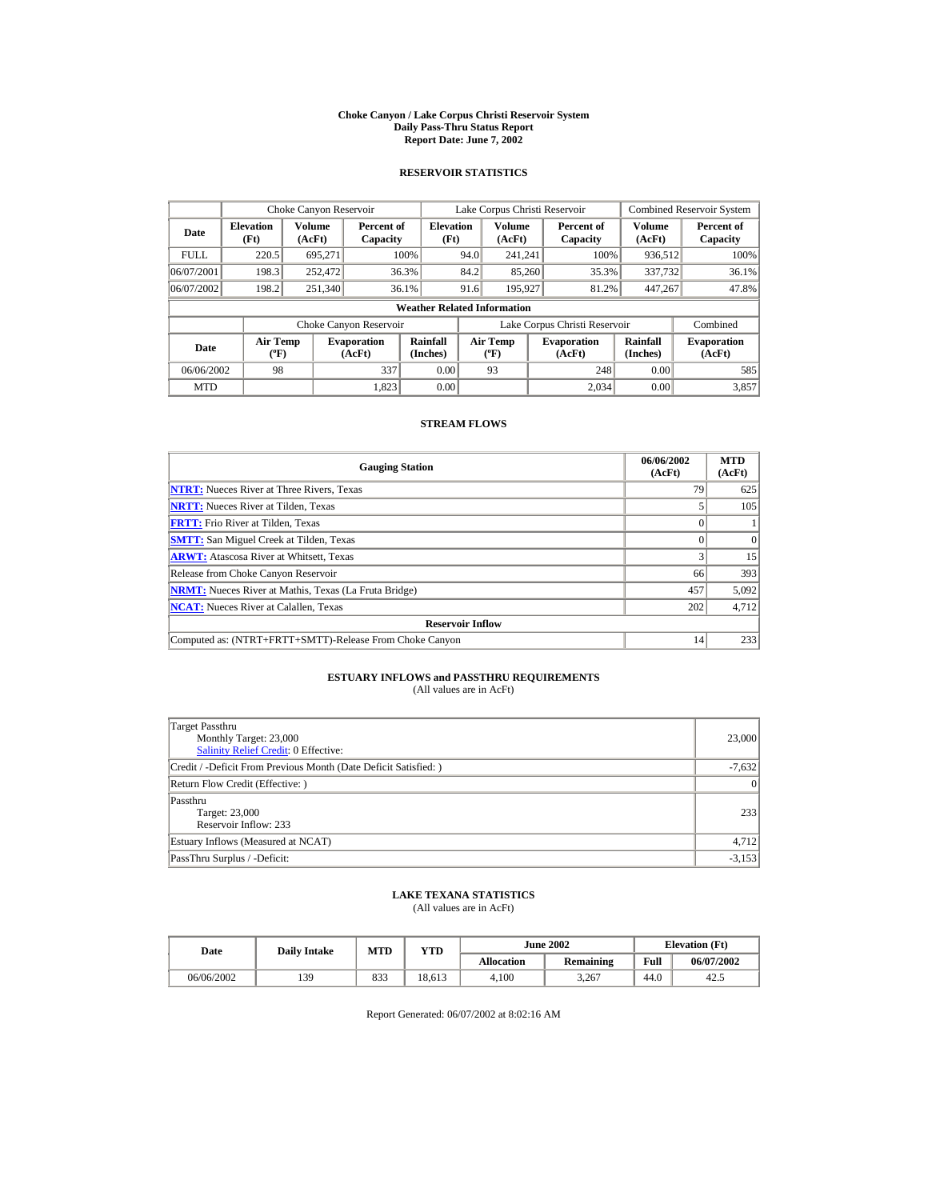# Choke Canyon / Lake Corpus Christi Reservoir System
## Daily Pass-Thru Status Report
### Report Date: June 7, 2002

## RESERVOIR STATISTICS

| | Choke Canyon Reservoir | | | Lake Corpus Christi Reservoir | | | Combined Reservoir System | |
|---|---|---|---|---|---|---|---|---|
| Date | Elevation (Ft) | Volume (AcFt) | Percent of Capacity | Elevation (Ft) | Volume (AcFt) | Percent of Capacity | Volume (AcFt) | Percent of Capacity |
| FULL | 220.5 | 695,271 | 100% | 94.0 | 241,241 | 100% | 936,512 | 100% |
| 06/07/2001 | 198.3 | 252,472 | 36.3% | 84.2 | 85,260 | 35.3% | 337,732 | 36.1% |
| 06/07/2002 | 198.2 | 251,340 | 36.1% | 91.6 | 195,927 | 81.2% | 447,267 | 47.8% |

**Weather Related Information**

| | Choke Canyon Reservoir | | | Lake Corpus Christi Reservoir | | | Combined |
|---|---|---|---|---|---|---|---|
| Date | Air Temp (ºF) | Evaporation (AcFt) | Rainfall (Inches) | Air Temp (ºF) | Evaporation (AcFt) | Rainfall (Inches) | Evaporation (AcFt) |
| 06/06/2002 | 98 | 337 | 0.00 | 93 | 248 | 0.00 | 585 |
| MTD | | 1,823 | 0.00 | | 2,034 | 0.00 | 3,857 |

## STREAM FLOWS

| Gauging Station | 06/06/2002 (AcFt) | MTD (AcFt) |
|---|---|---|
| NTRT: Nueces River at Three Rivers, Texas | 79 | 625 |
| NRTT: Nueces River at Tilden, Texas | 5 | 105 |
| FRTT: Frio River at Tilden, Texas | 0 | 1 |
| SMTT: San Miguel Creek at Tilden, Texas | 0 | 0 |
| ARWT: Atascosa River at Whitsett, Texas | 3 | 15 |
| Release from Choke Canyon Reservoir | 66 | 393 |
| NRMT: Nueces River at Mathis, Texas (La Fruta Bridge) | 457 | 5,092 |
| NCAT: Nueces River at Calallen, Texas | 202 | 4,712 |
| **Reservoir Inflow** | | |
| Computed as: (NTRT+FRTT+SMTT)-Release From Choke Canyon | 14 | 233 |

## ESTUARY INFLOWS and PASSTHRU REQUIREMENTS
(All values are in AcFt)

| | |
|---|---|
| Target Passthru<br>Monthly Target: 23,000<br>Salinity Relief Credit: 0 Effective: | 23,000 |
| Credit / -Deficit From Previous Month (Date Deficit Satisfied: ) | -7,632 |
| Return Flow Credit (Effective: ) | 0 |
| Passthru<br>Target: 23,000<br>Reservoir Inflow: 233 | 233 |
| Estuary Inflows (Measured at NCAT) | 4,712 |
| PassThru Surplus / -Deficit: | -3,153 |

## LAKE TEXANA STATISTICS
(All values are in AcFt)

| Date | Daily Intake | MTD | YTD | June 2002 | | Elevation (Ft) | |
|---|---|---|---|---|---|---|---|
| | | | | Allocation | Remaining | Full | 06/07/2002 |
| 06/06/2002 | 139 | 833 | 18,613 | 4,100 | 3,267 | 44.0 | 42.5 |

Report Generated: 06/07/2002 at 8:02:16 AM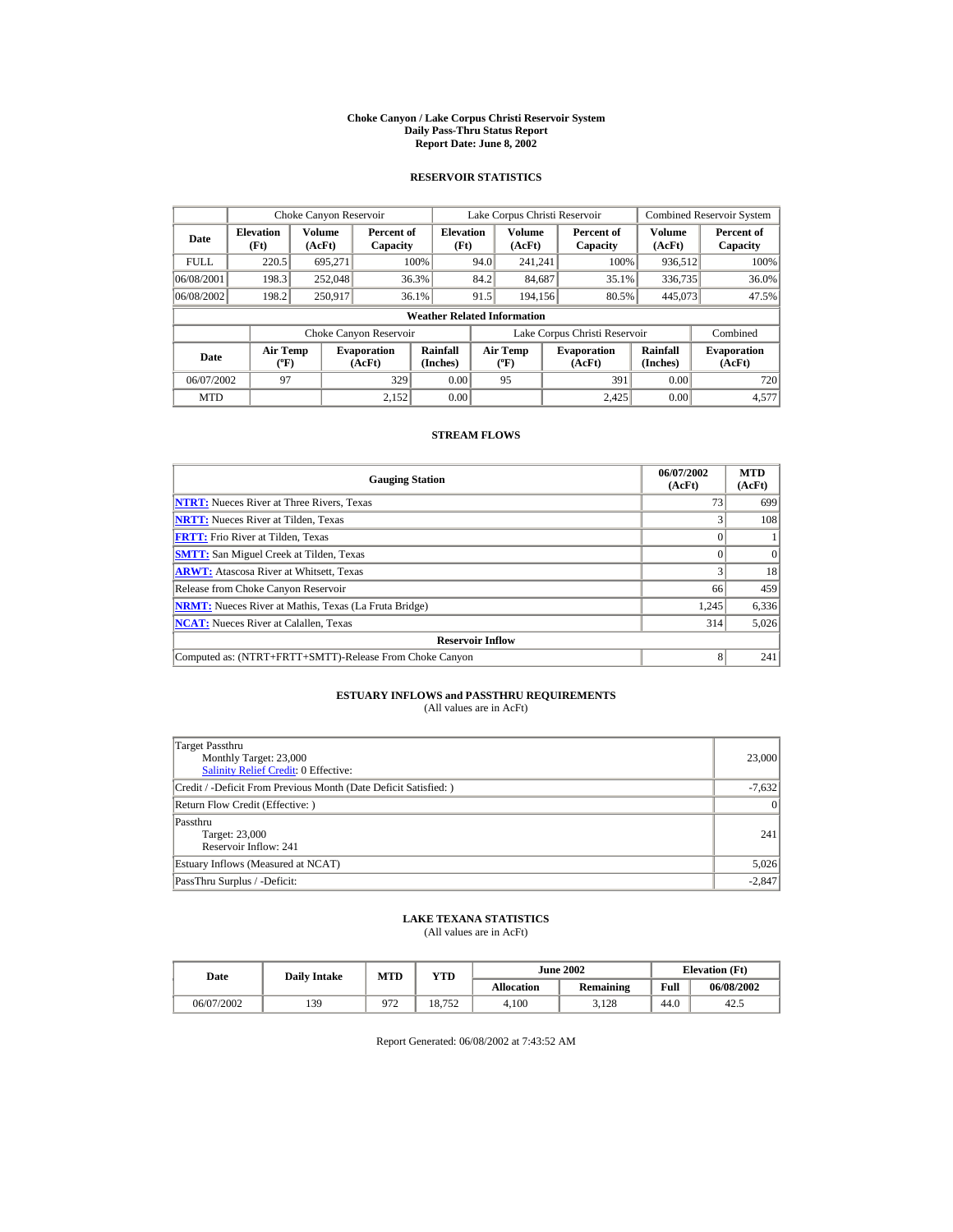# Choke Canyon / Lake Corpus Christi Reservoir System
## Daily Pass-Thru Status Report
## Report Date: June 8, 2002

### RESERVOIR STATISTICS

| Date | Choke Canyon Reservoir | | | Lake Corpus Christi Reservoir | | | Combined Reservoir System | |
|---|---|---|---|---|---|---|---|---|
| | Elevation (Ft) | Volume (AcFt) | Percent of Capacity | Elevation (Ft) | Volume (AcFt) | Percent of Capacity | Volume (AcFt) | Percent of Capacity |
| FULL | 220.5 | 695,271 | 100% | 94.0 | 241,241 | 100% | 936,512 | 100% |
| 06/08/2001 | 198.3 | 252,048 | 36.3% | 84.2 | 84,687 | 35.1% | 336,735 | 36.0% |
| 06/08/2002 | 198.2 | 250,917 | 36.1% | 91.5 | 194,156 | 80.5% | 445,073 | 47.5% |

**Weather Related Information**

| Date | Choke Canyon Reservoir | | | Lake Corpus Christi Reservoir | | | Combined |
|---|---|---|---|---|---|---|---|
| | Air Temp (ºF) | Evaporation (AcFt) | Rainfall (Inches) | Air Temp (ºF) | Evaporation (AcFt) | Rainfall (Inches) | Evaporation (AcFt) |
| 06/07/2002 | 97 | 329 | 0.00 | 95 | 391 | 0.00 | 720 |
| MTD | | 2,152 | 0.00 | | 2,425 | 0.00 | 4,577 |

### STREAM FLOWS

| Gauging Station | 06/07/2002 (AcFt) | MTD (AcFt) |
|---|---|---|
| NTRT: Nueces River at Three Rivers, Texas | 73 | 699 |
| NRTT: Nueces River at Tilden, Texas | 3 | 108 |
| FRTT: Frio River at Tilden, Texas | 0 | 1 |
| SMTT: San Miguel Creek at Tilden, Texas | 0 | 0 |
| ARWT: Atascosa River at Whitsett, Texas | 3 | 18 |
| Release from Choke Canyon Reservoir | 66 | 459 |
| NRMT: Nueces River at Mathis, Texas (La Fruta Bridge) | 1,245 | 6,336 |
| NCAT: Nueces River at Calallen, Texas | 314 | 5,026 |
| **Reservoir Inflow** | | |
| Computed as: (NTRT+FRTT+SMTT)-Release From Choke Canyon | 8 | 241 |

### ESTUARY INFLOWS and PASSTHRU REQUIREMENTS
(All values are in AcFt)

| | |
|---|---|
| Target Passthru<br>Monthly Target: 23,000<br>Salinity Relief Credit: 0 Effective: | 23,000 |
| Credit / -Deficit From Previous Month (Date Deficit Satisfied: ) | -7,632 |
| Return Flow Credit (Effective: ) | 0 |
| Passthru<br>Target: 23,000<br>Reservoir Inflow: 241 | 241 |
| Estuary Inflows (Measured at NCAT) | 5,026 |
| PassThru Surplus / -Deficit: | -2,847 |

### LAKE TEXANA STATISTICS
(All values are in AcFt)

| Date | Daily Intake | MTD | YTD | June 2002 | | Elevation (Ft) | |
|---|---|---|---|---|---|---|---|
| | | | | Allocation | Remaining | Full | 06/08/2002 |
| 06/07/2002 | 139 | 972 | 18,752 | 4,100 | 3,128 | 44.0 | 42.5 |

Report Generated: 06/08/2002 at 7:43:52 AM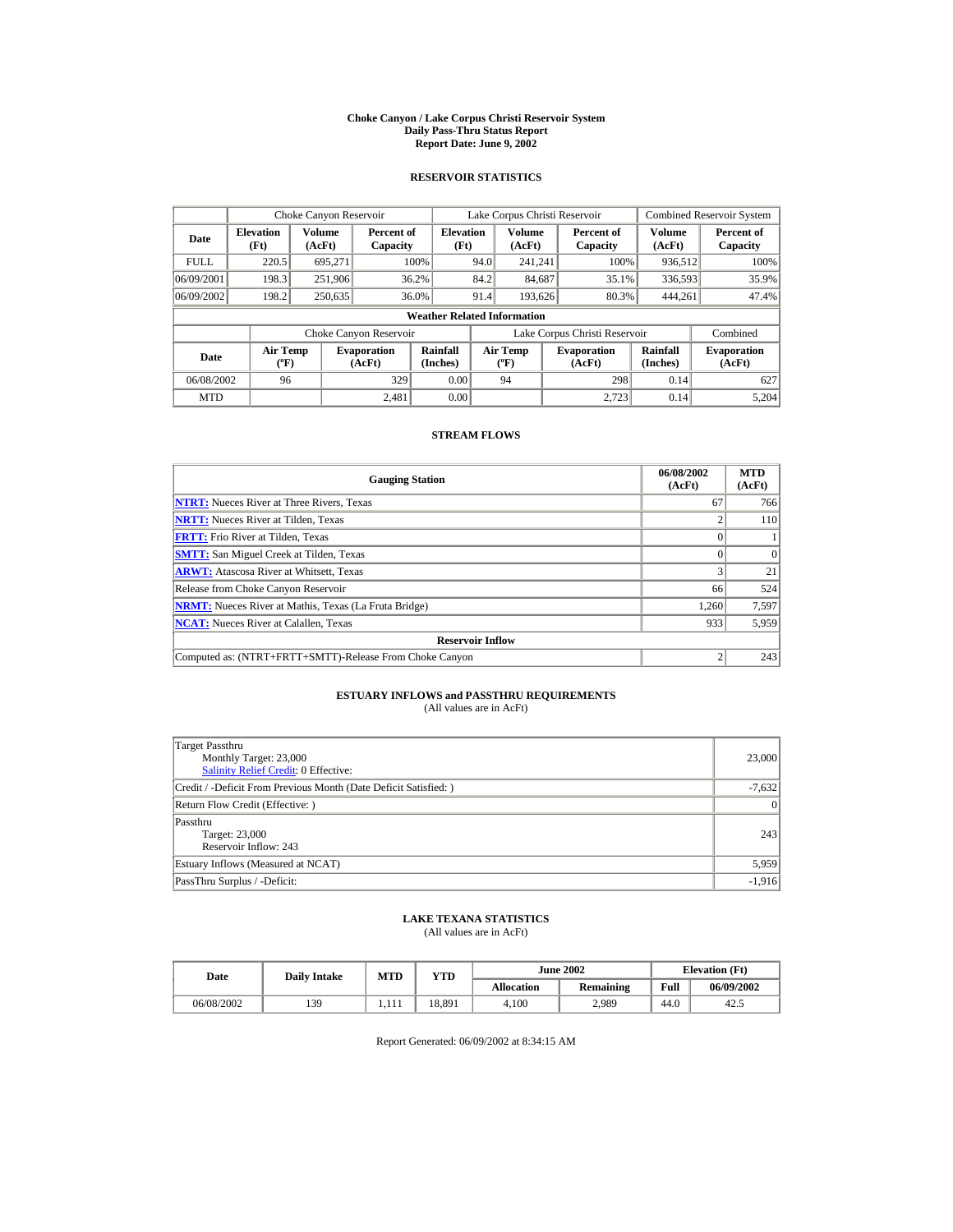# Choke Canyon / Lake Corpus Christi Reservoir System
## Daily Pass-Thru Status Report
### Report Date: June 9, 2002

## RESERVOIR STATISTICS

| | Choke Canyon Reservoir | | | Lake Corpus Christi Reservoir | | | Combined Reservoir System | |
|---|---|---|---|---|---|---|---|---|
| **Date** | **Elevation (Ft)** | **Volume (AcFt)** | **Percent of Capacity** | **Elevation (Ft)** | **Volume (AcFt)** | **Percent of Capacity** | **Volume (AcFt)** | **Percent of Capacity** |
| FULL | 220.5 | 695,271 | 100% | 94.0 | 241,241 | 100% | 936,512 | 100% |
| 06/09/2001 | 198.3 | 251,906 | 36.2% | 84.2 | 84,687 | 35.1% | 336,593 | 35.9% |
| 06/09/2002 | 198.2 | 250,635 | 36.0% | 91.4 | 193,626 | 80.3% | 444,261 | 47.4% |

**Weather Related Information**

| | Choke Canyon Reservoir | | | Lake Corpus Christi Reservoir | | | Combined |
|---|---|---|---|---|---|---|---|
| **Date** | **Air Temp (ºF)** | **Evaporation (AcFt)** | **Rainfall (Inches)** | **Air Temp (ºF)** | **Evaporation (AcFt)** | **Rainfall (Inches)** | **Evaporation (AcFt)** |
| 06/08/2002 | 96 | 329 | 0.00 | 94 | 298 | 0.14 | 627 |
| MTD | | 2,481 | 0.00 | | 2,723 | 0.14 | 5,204 |

## STREAM FLOWS

| Gauging Station | 06/08/2002 (AcFt) | MTD (AcFt) |
|---|---|---|
| NTRT: Nueces River at Three Rivers, Texas | 67 | 766 |
| NRTT: Nueces River at Tilden, Texas | 2 | 110 |
| FRTT: Frio River at Tilden, Texas | 0 | 1 |
| SMTT: San Miguel Creek at Tilden, Texas | 0 | 0 |
| ARWT: Atascosa River at Whitsett, Texas | 3 | 21 |
| Release from Choke Canyon Reservoir | 66 | 524 |
| NRMT: Nueces River at Mathis, Texas (La Fruta Bridge) | 1,260 | 7,597 |
| NCAT: Nueces River at Calallen, Texas | 933 | 5,959 |
| **Reservoir Inflow** | | |
| Computed as: (NTRT+FRTT+SMTT)-Release From Choke Canyon | 2 | 243 |

## ESTUARY INFLOWS and PASSTHRU REQUIREMENTS
(All values are in AcFt)

| | |
|---|---|
| Target Passthru<br>Monthly Target: 23,000<br>Salinity Relief Credit: 0 Effective: | 23,000 |
| Credit / -Deficit From Previous Month (Date Deficit Satisfied: ) | -7,632 |
| Return Flow Credit (Effective: ) | 0 |
| Passthru<br>Target: 23,000<br>Reservoir Inflow: 243 | 243 |
| Estuary Inflows (Measured at NCAT) | 5,959 |
| PassThru Surplus / -Deficit: | -1,916 |

## LAKE TEXANA STATISTICS
(All values are in AcFt)

| Date | Daily Intake | MTD | YTD | June 2002 | | Elevation (Ft) | |
|---|---|---|---|---|---|---|---|
| | | | | **Allocation** | **Remaining** | **Full** | **06/09/2002** |
| 06/08/2002 | 139 | 1,111 | 18,891 | 4,100 | 2,989 | 44.0 | 42.5 |

Report Generated: 06/09/2002 at 8:34:15 AM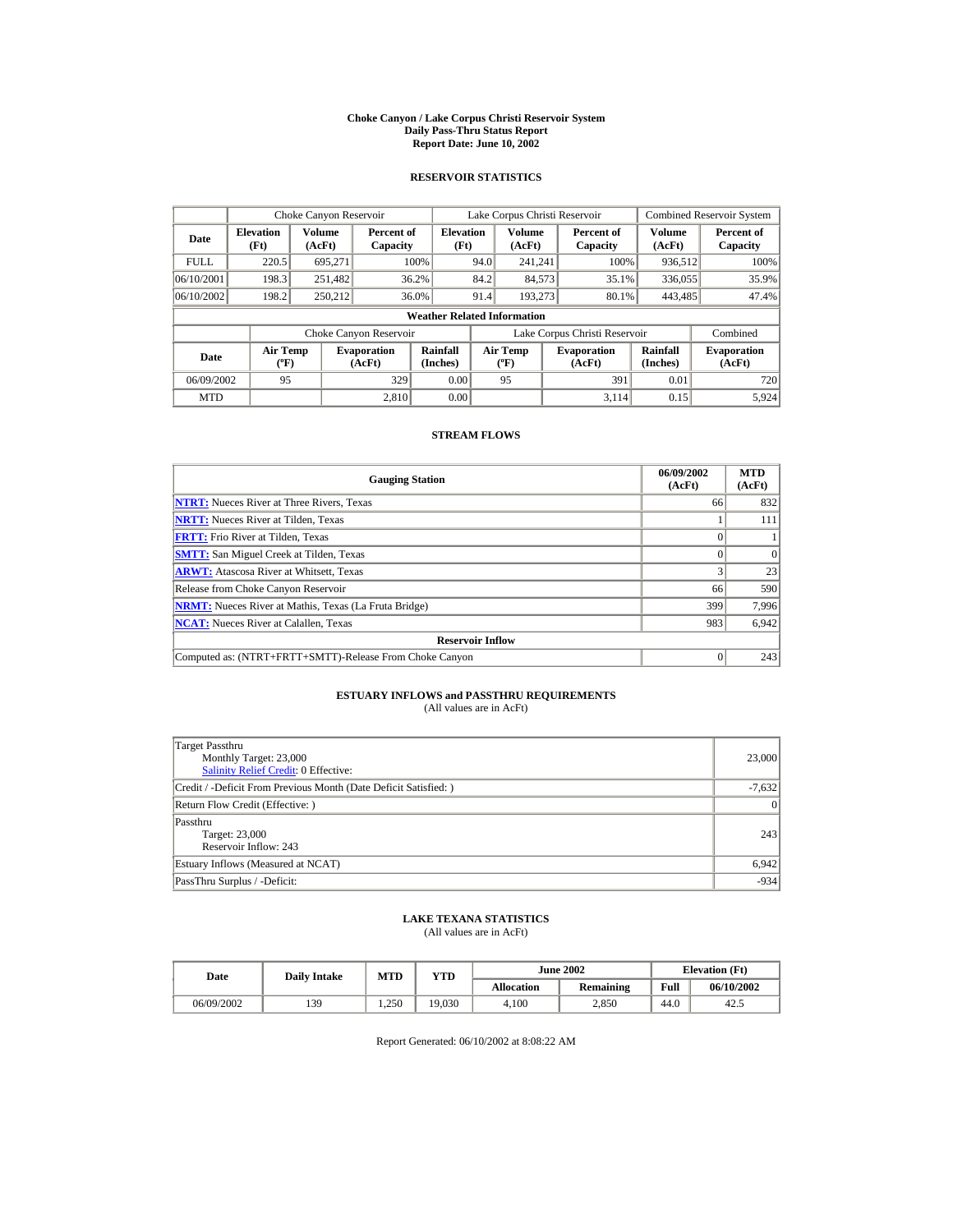# Choke Canyon / Lake Corpus Christi Reservoir System
## Daily Pass-Thru Status Report
## Report Date: June 10, 2002

### RESERVOIR STATISTICS

| Date | Choke Canyon Reservoir | | | Lake Corpus Christi Reservoir | | | Combined Reservoir System | |
|---|---|---|---|---|---|---|---|---|
| | Elevation (Ft) | Volume (AcFt) | Percent of Capacity | Elevation (Ft) | Volume (AcFt) | Percent of Capacity | Volume (AcFt) | Percent of Capacity |
| FULL | 220.5 | 695,271 | 100% | 94.0 | 241,241 | 100% | 936,512 | 100% |
| 06/10/2001 | 198.3 | 251,482 | 36.2% | 84.2 | 84,573 | 35.1% | 336,055 | 35.9% |
| 06/10/2002 | 198.2 | 250,212 | 36.0% | 91.4 | 193,273 | 80.1% | 443,485 | 47.4% |

**Weather Related Information**

| Date | Choke Canyon Reservoir | | | Lake Corpus Christi Reservoir | | | Combined |
|---|---|---|---|---|---|---|---|
| | Air Temp (ºF) | Evaporation (AcFt) | Rainfall (Inches) | Air Temp (ºF) | Evaporation (AcFt) | Rainfall (Inches) | Evaporation (AcFt) |
| 06/09/2002 | 95 | 329 | 0.00 | 95 | 391 | 0.01 | 720 |
| MTD | | 2,810 | 0.00 | | 3,114 | 0.15 | 5,924 |

### STREAM FLOWS

| Gauging Station | 06/09/2002 (AcFt) | MTD (AcFt) |
|---|---|---|
| NTRT: Nueces River at Three Rivers, Texas | 66 | 832 |
| NRTT: Nueces River at Tilden, Texas | 1 | 111 |
| FRTT: Frio River at Tilden, Texas | 0 | 1 |
| SMTT: San Miguel Creek at Tilden, Texas | 0 | 0 |
| ARWT: Atascosa River at Whitsett, Texas | 3 | 23 |
| Release from Choke Canyon Reservoir | 66 | 590 |
| NRMT: Nueces River at Mathis, Texas (La Fruta Bridge) | 399 | 7,996 |
| NCAT: Nueces River at Calallen, Texas | 983 | 6,942 |
| **Reservoir Inflow** | | |
| Computed as: (NTRT+FRTT+SMTT)-Release From Choke Canyon | 0 | 243 |

### ESTUARY INFLOWS and PASSTHRU REQUIREMENTS
(All values are in AcFt)

| Item | Value |
|---|---|
| Target Passthru<br>Monthly Target: 23,000<br>Salinity Relief Credit: 0 Effective: | 23,000 |
| Credit / -Deficit From Previous Month (Date Deficit Satisfied: ) | -7,632 |
| Return Flow Credit (Effective: ) | 0 |
| Passthru<br>Target: 23,000<br>Reservoir Inflow: 243 | 243 |
| Estuary Inflows (Measured at NCAT) | 6,942 |
| PassThru Surplus / -Deficit: | -934 |

### LAKE TEXANA STATISTICS
(All values are in AcFt)

| Date | Daily Intake | MTD | YTD | June 2002 | | Elevation (Ft) | |
|---|---|---|---|---|---|---|---|
| | | | | Allocation | Remaining | Full | 06/10/2002 |
| 06/09/2002 | 139 | 1,250 | 19,030 | 4,100 | 2,850 | 44.0 | 42.5 |

Report Generated: 06/10/2002 at 8:08:22 AM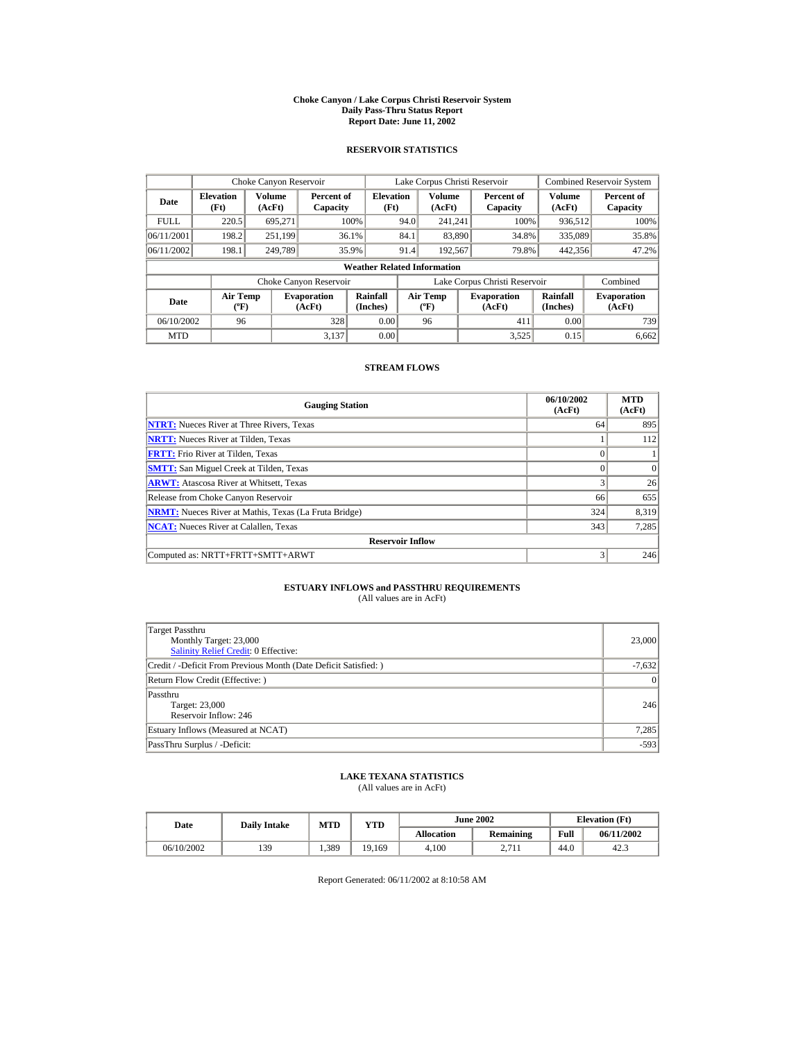# Choke Canyon / Lake Corpus Christi Reservoir System
## Daily Pass-Thru Status Report
### Report Date: June 11, 2002

## RESERVOIR STATISTICS

| | Choke Canyon Reservoir | | | Lake Corpus Christi Reservoir | | | Combined Reservoir System | |
|---|---|---|---|---|---|---|---|---|
| **Date** | **Elevation (Ft)** | **Volume (AcFt)** | **Percent of Capacity** | **Elevation (Ft)** | **Volume (AcFt)** | **Percent of Capacity** | **Volume (AcFt)** | **Percent of Capacity** |
| FULL | 220.5 | 695,271 | 100% | 94.0 | 241,241 | 100% | 936,512 | 100% |
| 06/11/2001 | 198.2 | 251,199 | 36.1% | 84.1 | 83,890 | 34.8% | 335,089 | 35.8% |
| 06/11/2002 | 198.1 | 249,789 | 35.9% | 91.4 | 192,567 | 79.8% | 442,356 | 47.2% |

**Weather Related Information**

| | Choke Canyon Reservoir | | | Lake Corpus Christi Reservoir | | | Combined |
|---|---|---|---|---|---|---|---|
| **Date** | **Air Temp (ºF)** | **Evaporation (AcFt)** | **Rainfall (Inches)** | **Air Temp (ºF)** | **Evaporation (AcFt)** | **Rainfall (Inches)** | **Evaporation (AcFt)** |
| 06/10/2002 | 96 | 328 | 0.00 | 96 | 411 | 0.00 | 739 |
| MTD | | 3,137 | 0.00 | | 3,525 | 0.15 | 6,662 |

## STREAM FLOWS

| Gauging Station | 06/10/2002 (AcFt) | MTD (AcFt) |
|---|---|---|
| NTRT: Nueces River at Three Rivers, Texas | 64 | 895 |
| NRTT: Nueces River at Tilden, Texas | 1 | 112 |
| FRTT: Frio River at Tilden, Texas | 0 | 1 |
| SMTT: San Miguel Creek at Tilden, Texas | 0 | 0 |
| ARWT: Atascosa River at Whitsett, Texas | 3 | 26 |
| Release from Choke Canyon Reservoir | 66 | 655 |
| NRMT: Nueces River at Mathis, Texas (La Fruta Bridge) | 324 | 8,319 |
| NCAT: Nueces River at Calallen, Texas | 343 | 7,285 |
| **Reservoir Inflow** | | |
| Computed as: NRTT+FRTT+SMTT+ARWT | 3 | 246 |

## ESTUARY INFLOWS and PASSTHRU REQUIREMENTS
(All values are in AcFt)

| | |
|---|---|
| Target Passthru<br>Monthly Target: 23,000<br>Salinity Relief Credit: 0 Effective: | 23,000 |
| Credit / -Deficit From Previous Month (Date Deficit Satisfied: ) | -7,632 |
| Return Flow Credit (Effective: ) | 0 |
| Passthru<br>Target: 23,000<br>Reservoir Inflow: 246 | 246 |
| Estuary Inflows (Measured at NCAT) | 7,285 |
| PassThru Surplus / -Deficit: | -593 |

## LAKE TEXANA STATISTICS
(All values are in AcFt)

| Date | Daily Intake | MTD | YTD | June 2002 | | Elevation (Ft) | |
|---|---|---|---|---|---|---|---|
| | | | | **Allocation** | **Remaining** | **Full** | **06/11/2002** |
| 06/10/2002 | 139 | 1,389 | 19,169 | 4,100 | 2,711 | 44.0 | 42.3 |

Report Generated: 06/11/2002 at 8:10:58 AM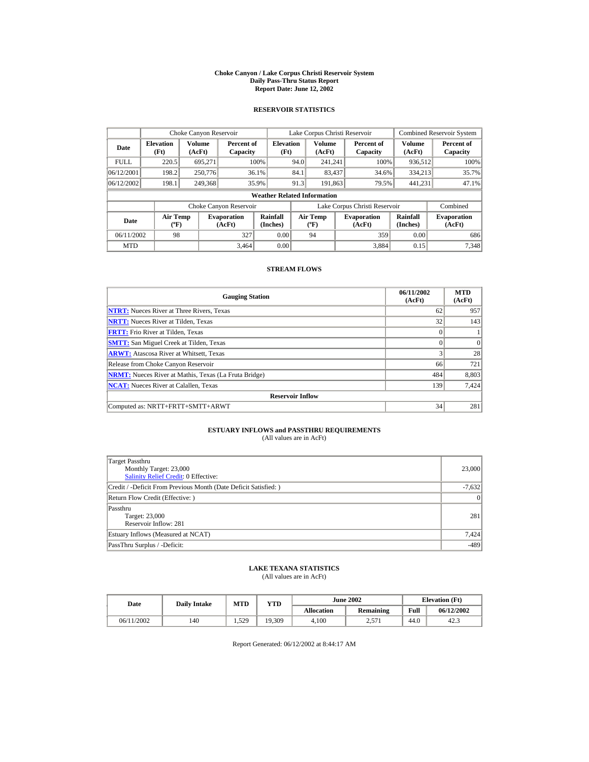# Choke Canyon / Lake Corpus Christi Reservoir System
## Daily Pass-Thru Status Report
## Report Date: June 12, 2002

### RESERVOIR STATISTICS

| | Choke Canyon Reservoir | | | Lake Corpus Christi Reservoir | | | Combined Reservoir System | |
|---|---|---|---|---|---|---|---|---|
| **Date** | **Elevation (Ft)** | **Volume (AcFt)** | **Percent of Capacity** | **Elevation (Ft)** | **Volume (AcFt)** | **Percent of Capacity** | **Volume (AcFt)** | **Percent of Capacity** |
| FULL | 220.5 | 695,271 | 100% | 94.0 | 241,241 | 100% | 936,512 | 100% |
| 06/12/2001 | 198.2 | 250,776 | 36.1% | 84.1 | 83,437 | 34.6% | 334,213 | 35.7% |
| 06/12/2002 | 198.1 | 249,368 | 35.9% | 91.3 | 191,863 | 79.5% | 441,231 | 47.1% |

**Weather Related Information**

| | Choke Canyon Reservoir | | | Lake Corpus Christi Reservoir | | | Combined |
|---|---|---|---|---|---|---|---|
| **Date** | **Air Temp (ºF)** | **Evaporation (AcFt)** | **Rainfall (Inches)** | **Air Temp (ºF)** | **Evaporation (AcFt)** | **Rainfall (Inches)** | **Evaporation (AcFt)** |
| 06/11/2002 | 98 | 327 | 0.00 | 94 | 359 | 0.00 | 686 |
| MTD | | 3,464 | 0.00 | | 3,884 | 0.15 | 7,348 |

### STREAM FLOWS

| Gauging Station | 06/11/2002 (AcFt) | MTD (AcFt) |
|---|---|---|
| **NTRT:** Nueces River at Three Rivers, Texas | 62 | 957 |
| **NRTT:** Nueces River at Tilden, Texas | 32 | 143 |
| **FRTT:** Frio River at Tilden, Texas | 0 | 1 |
| **SMTT:** San Miguel Creek at Tilden, Texas | 0 | 0 |
| **ARWT:** Atascosa River at Whitsett, Texas | 3 | 28 |
| Release from Choke Canyon Reservoir | 66 | 721 |
| **NRMT:** Nueces River at Mathis, Texas (La Fruta Bridge) | 484 | 8,803 |
| **NCAT:** Nueces River at Calallen, Texas | 139 | 7,424 |
| **Reservoir Inflow** | | |
| Computed as: NRTT+FRTT+SMTT+ARWT | 34 | 281 |

### ESTUARY INFLOWS and PASSTHRU REQUIREMENTS
(All values are in AcFt)

| | |
|---|---|
| Target Passthru<br>Monthly Target: 23,000<br>Salinity Relief Credit: 0 Effective: | 23,000 |
| Credit / -Deficit From Previous Month (Date Deficit Satisfied: ) | -7,632 |
| Return Flow Credit (Effective: ) | 0 |
| Passthru<br>Target: 23,000<br>Reservoir Inflow: 281 | 281 |
| Estuary Inflows (Measured at NCAT) | 7,424 |
| PassThru Surplus / -Deficit: | -489 |

### LAKE TEXANA STATISTICS
(All values are in AcFt)

| Date | Daily Intake | MTD | YTD | June 2002 | | Elevation (Ft) | |
|---|---|---|---|---|---|---|---|
| | | | | **Allocation** | **Remaining** | **Full** | **06/12/2002** |
| 06/11/2002 | 140 | 1,529 | 19,309 | 4,100 | 2,571 | 44.0 | 42.3 |

Report Generated: 06/12/2002 at 8:44:17 AM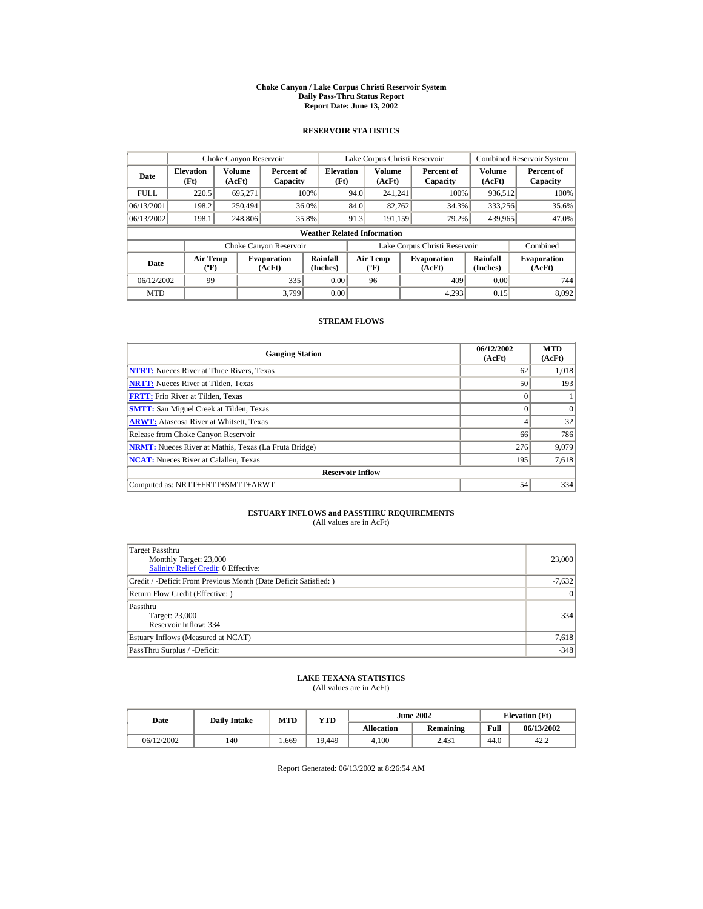# Choke Canyon / Lake Corpus Christi Reservoir System
## Daily Pass-Thru Status Report
### Report Date: June 13, 2002

## RESERVOIR STATISTICS

| | Choke Canyon Reservoir | | | Lake Corpus Christi Reservoir | | | Combined Reservoir System | |
|---|---|---|---|---|---|---|---|---|
| **Date** | **Elevation (Ft)** | **Volume (AcFt)** | **Percent of Capacity** | **Elevation (Ft)** | **Volume (AcFt)** | **Percent of Capacity** | **Volume (AcFt)** | **Percent of Capacity** |
| FULL | 220.5 | 695,271 | 100% | 94.0 | 241,241 | 100% | 936,512 | 100% |
| 06/13/2001 | 198.2 | 250,494 | 36.0% | 84.0 | 82,762 | 34.3% | 333,256 | 35.6% |
| 06/13/2002 | 198.1 | 248,806 | 35.8% | 91.3 | 191,159 | 79.2% | 439,965 | 47.0% |

**Weather Related Information**

| | Choke Canyon Reservoir | | | Lake Corpus Christi Reservoir | | | Combined |
|---|---|---|---|---|---|---|---|
| **Date** | **Air Temp (°F)** | **Evaporation (AcFt)** | **Rainfall (Inches)** | **Air Temp (°F)** | **Evaporation (AcFt)** | **Rainfall (Inches)** | **Evaporation (AcFt)** |
| 06/12/2002 | 99 | 335 | 0.00 | 96 | 409 | 0.00 | 744 |
| MTD | | 3,799 | 0.00 | | 4,293 | 0.15 | 8,092 |

## STREAM FLOWS

| Gauging Station | 06/12/2002 (AcFt) | MTD (AcFt) |
|---|---|---|
| NTRT: Nueces River at Three Rivers, Texas | 62 | 1,018 |
| NRTT: Nueces River at Tilden, Texas | 50 | 193 |
| FRTT: Frio River at Tilden, Texas | 0 | 1 |
| SMTT: San Miguel Creek at Tilden, Texas | 0 | 0 |
| ARWT: Atascosa River at Whitsett, Texas | 4 | 32 |
| Release from Choke Canyon Reservoir | 66 | 786 |
| NRMT: Nueces River at Mathis, Texas (La Fruta Bridge) | 276 | 9,079 |
| NCAT: Nueces River at Calallen, Texas | 195 | 7,618 |
| **Reservoir Inflow** | | |
| Computed as: NRTT+FRTT+SMTT+ARWT | 54 | 334 |

## ESTUARY INFLOWS and PASSTHRU REQUIREMENTS
(All values are in AcFt)

| | |
|---|---|
| Target Passthru<br>Monthly Target: 23,000<br>Salinity Relief Credit: 0 Effective: | 23,000 |
| Credit / -Deficit From Previous Month (Date Deficit Satisfied: ) | -7,632 |
| Return Flow Credit (Effective: ) | 0 |
| Passthru<br>Target: 23,000<br>Reservoir Inflow: 334 | 334 |
| Estuary Inflows (Measured at NCAT) | 7,618 |
| PassThru Surplus / -Deficit: | -348 |

## LAKE TEXANA STATISTICS
(All values are in AcFt)

| Date | Daily Intake | MTD | YTD | June 2002 | | Elevation (Ft) | |
|---|---|---|---|---|---|---|---|
| | | | | **Allocation** | **Remaining** | **Full** | **06/13/2002** |
| 06/12/2002 | 140 | 1,669 | 19,449 | 4,100 | 2,431 | 44.0 | 42.2 |

Report Generated: 06/13/2002 at 8:26:54 AM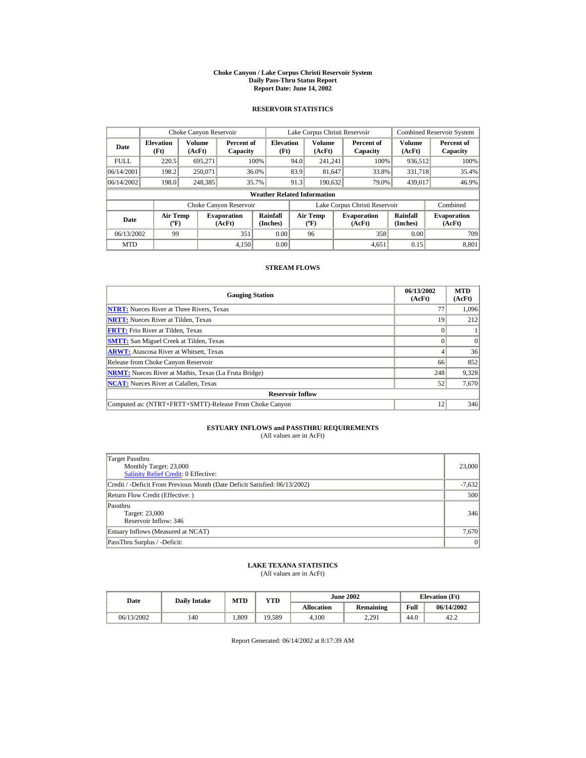# Choke Canyon / Lake Corpus Christi Reservoir System
## Daily Pass-Thru Status Report
### Report Date: June 14, 2002

## RESERVOIR STATISTICS

| Date | Choke Canyon Reservoir | | | Lake Corpus Christi Reservoir | | | Combined Reservoir System | |
|---|---|---|---|---|---|---|---|---|
| | Elevation (Ft) | Volume (AcFt) | Percent of Capacity | Elevation (Ft) | Volume (AcFt) | Percent of Capacity | Volume (AcFt) | Percent of Capacity |
| FULL | 220.5 | 695,271 | 100% | 94.0 | 241,241 | 100% | 936,512 | 100% |
| 06/14/2001 | 198.2 | 250,071 | 36.0% | 83.9 | 81,647 | 33.8% | 331,718 | 35.4% |
| 06/14/2002 | 198.0 | 248,385 | 35.7% | 91.3 | 190,632 | 79.0% | 439,017 | 46.9% |

**Weather Related Information**

| Date | Choke Canyon Reservoir | | | Lake Corpus Christi Reservoir | | | Combined |
|---|---|---|---|---|---|---|---|
| | Air Temp (ºF) | Evaporation (AcFt) | Rainfall (Inches) | Air Temp (ºF) | Evaporation (AcFt) | Rainfall (Inches) | Evaporation (AcFt) |
| 06/13/2002 | 99 | 351 | 0.00 | 96 | 358 | 0.00 | 709 |
| MTD | | 4,150 | 0.00 | | 4,651 | 0.15 | 8,801 |

## STREAM FLOWS

| Gauging Station | 06/13/2002 (AcFt) | MTD (AcFt) |
|---|---|---|
| NTRT: Nueces River at Three Rivers, Texas | 77 | 1,096 |
| NRTT: Nueces River at Tilden, Texas | 19 | 212 |
| FRTT: Frio River at Tilden, Texas | 0 | 1 |
| SMTT: San Miguel Creek at Tilden, Texas | 0 | 0 |
| ARWT: Atascosa River at Whitsett, Texas | 4 | 36 |
| Release from Choke Canyon Reservoir | 66 | 852 |
| NRMT: Nueces River at Mathis, Texas (La Fruta Bridge) | 248 | 9,328 |
| NCAT: Nueces River at Calallen, Texas | 52 | 7,670 |
| **Reservoir Inflow** | | |
| Computed as: (NTRT+FRTT+SMTT)-Release From Choke Canyon | 12 | 346 |

## ESTUARY INFLOWS and PASSTHRU REQUIREMENTS
(All values are in AcFt)

| | |
|---|---|
| Target Passthru<br>Monthly Target: 23,000<br>Salinity Relief Credit: 0 Effective: | 23,000 |
| Credit / -Deficit From Previous Month (Date Deficit Satisfied: 06/13/2002) | -7,632 |
| Return Flow Credit (Effective: ) | 500 |
| Passthru<br>Target: 23,000<br>Reservoir Inflow: 346 | 346 |
| Estuary Inflows (Measured at NCAT) | 7,670 |
| PassThru Surplus / -Deficit: | 0 |

## LAKE TEXANA STATISTICS
(All values are in AcFt)

| Date | Daily Intake | MTD | YTD | June 2002 | | Elevation (Ft) | |
|---|---|---|---|---|---|---|---|
| | | | | Allocation | Remaining | Full | 06/14/2002 |
| 06/13/2002 | 140 | 1,809 | 19,589 | 4,100 | 2,291 | 44.0 | 42.2 |

Report Generated: 06/14/2002 at 8:17:39 AM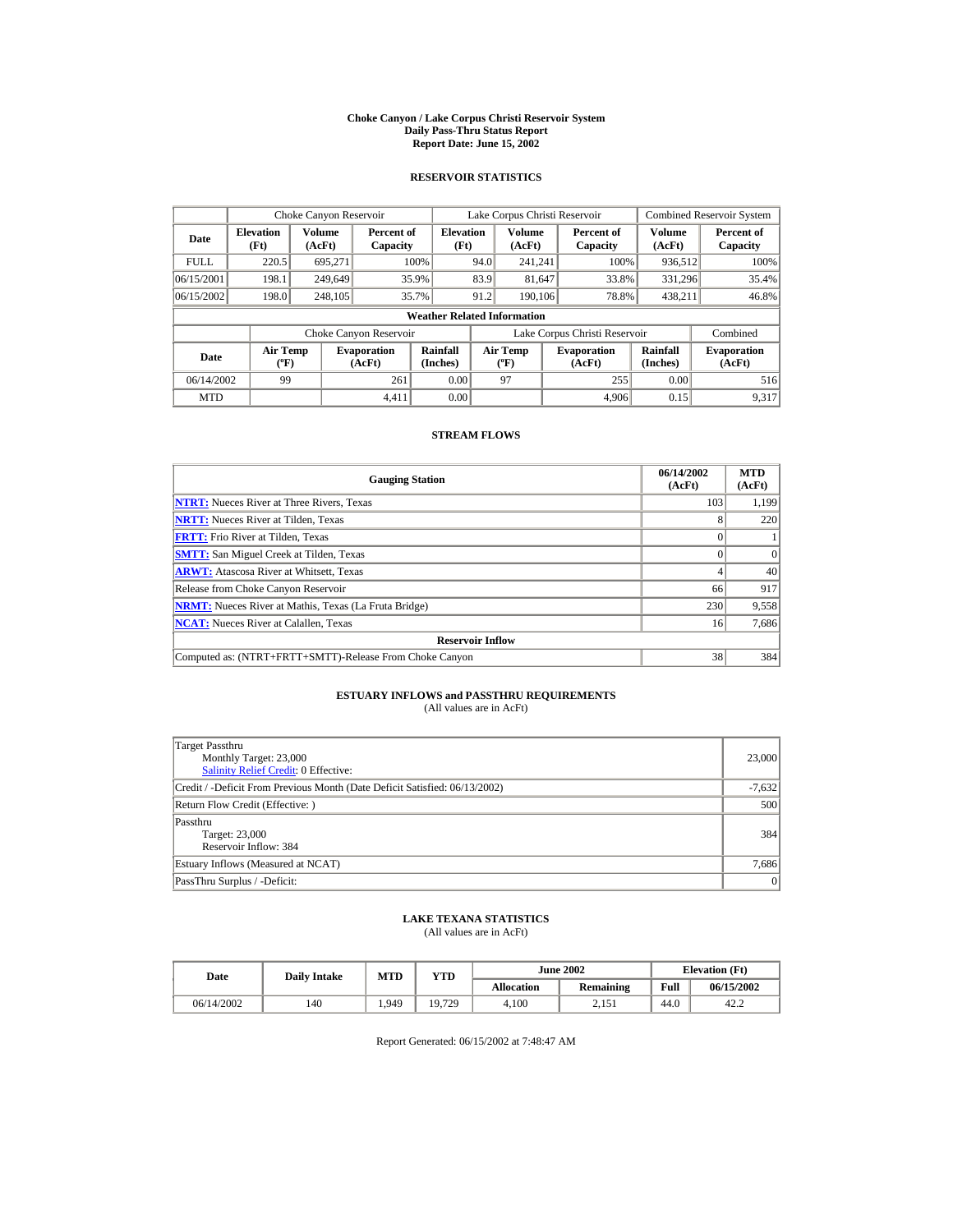# Choke Canyon / Lake Corpus Christi Reservoir System
## Daily Pass-Thru Status Report
### Report Date: June 15, 2002

## RESERVOIR STATISTICS

| | Choke Canyon Reservoir | | | Lake Corpus Christi Reservoir | | | Combined Reservoir System | |
|---|---|---|---|---|---|---|---|---|
| **Date** | **Elevation (Ft)** | **Volume (AcFt)** | **Percent of Capacity** | **Elevation (Ft)** | **Volume (AcFt)** | **Percent of Capacity** | **Volume (AcFt)** | **Percent of Capacity** |
| FULL | 220.5 | 695,271 | 100% | 94.0 | 241,241 | 100% | 936,512 | 100% |
| 06/15/2001 | 198.1 | 249,649 | 35.9% | 83.9 | 81,647 | 33.8% | 331,296 | 35.4% |
| 06/15/2002 | 198.0 | 248,105 | 35.7% | 91.2 | 190,106 | 78.8% | 438,211 | 46.8% |

**Weather Related Information**

| | Choke Canyon Reservoir | | | Lake Corpus Christi Reservoir | | | Combined |
|---|---|---|---|---|---|---|---|
| **Date** | **Air Temp (ºF)** | **Evaporation (AcFt)** | **Rainfall (Inches)** | **Air Temp (ºF)** | **Evaporation (AcFt)** | **Rainfall (Inches)** | **Evaporation (AcFt)** |
| 06/14/2002 | 99 | 261 | 0.00 | 97 | 255 | 0.00 | 516 |
| MTD | | 4,411 | 0.00 | | 4,906 | 0.15 | 9,317 |

## STREAM FLOWS

| Gauging Station | 06/14/2002 (AcFt) | MTD (AcFt) |
|---|---|---|
| NTRT: Nueces River at Three Rivers, Texas | 103 | 1,199 |
| NRTT: Nueces River at Tilden, Texas | 8 | 220 |
| FRTT: Frio River at Tilden, Texas | 0 | 1 |
| SMTT: San Miguel Creek at Tilden, Texas | 0 | 0 |
| ARWT: Atascosa River at Whitsett, Texas | 4 | 40 |
| Release from Choke Canyon Reservoir | 66 | 917 |
| NRMT: Nueces River at Mathis, Texas (La Fruta Bridge) | 230 | 9,558 |
| NCAT: Nueces River at Calallen, Texas | 16 | 7,686 |
| **Reservoir Inflow** | | |
| Computed as: (NTRT+FRTT+SMTT)-Release From Choke Canyon | 38 | 384 |

## ESTUARY INFLOWS and PASSTHRU REQUIREMENTS
(All values are in AcFt)

| | |
|---|---|
| Target Passthru<br>Monthly Target: 23,000<br>Salinity Relief Credit: 0 Effective: | 23,000 |
| Credit / -Deficit From Previous Month (Date Deficit Satisfied: 06/13/2002) | -7,632 |
| Return Flow Credit (Effective: ) | 500 |
| Passthru<br>Target: 23,000<br>Reservoir Inflow: 384 | 384 |
| Estuary Inflows (Measured at NCAT) | 7,686 |
| PassThru Surplus / -Deficit: | 0 |

## LAKE TEXANA STATISTICS
(All values are in AcFt)

| Date | Daily Intake | MTD | YTD | June 2002 | | Elevation (Ft) | |
|---|---|---|---|---|---|---|---|
| | | | | **Allocation** | **Remaining** | **Full** | **06/15/2002** |
| 06/14/2002 | 140 | 1,949 | 19,729 | 4,100 | 2,151 | 44.0 | 42.2 |

Report Generated: 06/15/2002 at 7:48:47 AM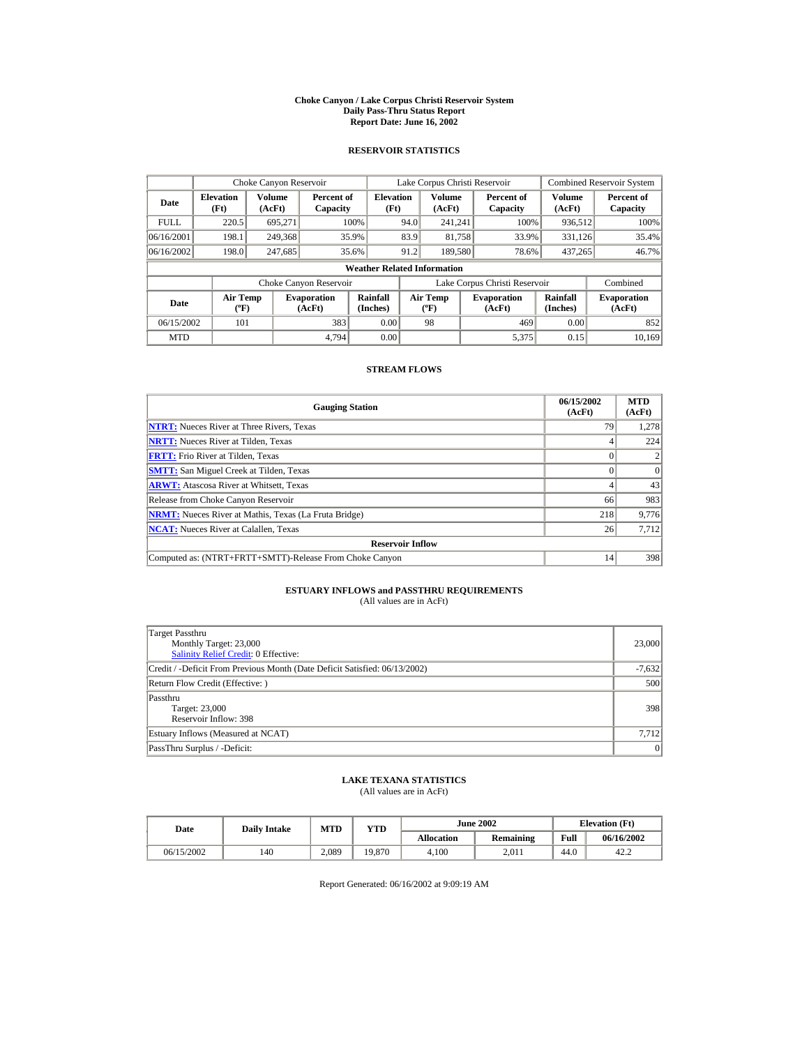# Choke Canyon / Lake Corpus Christi Reservoir System
## Daily Pass-Thru Status Report
## Report Date: June 16, 2002

### RESERVOIR STATISTICS

| | Choke Canyon Reservoir | | | Lake Corpus Christi Reservoir | | | Combined Reservoir System | |
|---|---|---|---|---|---|---|---|---|
| **Date** | **Elevation (Ft)** | **Volume (AcFt)** | **Percent of Capacity** | **Elevation (Ft)** | **Volume (AcFt)** | **Percent of Capacity** | **Volume (AcFt)** | **Percent of Capacity** |
| FULL | 220.5 | 695,271 | 100% | 94.0 | 241,241 | 100% | 936,512 | 100% |
| 06/16/2001 | 198.1 | 249,368 | 35.9% | 83.9 | 81,758 | 33.9% | 331,126 | 35.4% |
| 06/16/2002 | 198.0 | 247,685 | 35.6% | 91.2 | 189,580 | 78.6% | 437,265 | 46.7% |

**Weather Related Information**

| | Choke Canyon Reservoir | | | Lake Corpus Christi Reservoir | | | Combined |
|---|---|---|---|---|---|---|---|
| **Date** | **Air Temp (ºF)** | **Evaporation (AcFt)** | **Rainfall (Inches)** | **Air Temp (ºF)** | **Evaporation (AcFt)** | **Rainfall (Inches)** | **Evaporation (AcFt)** |
| 06/15/2002 | 101 | 383 | 0.00 | 98 | 469 | 0.00 | 852 |
| MTD | | 4,794 | 0.00 | | 5,375 | 0.15 | 10,169 |

### STREAM FLOWS

| Gauging Station | 06/15/2002 (AcFt) | MTD (AcFt) |
|---|---|---|
| NTRT: Nueces River at Three Rivers, Texas | 79 | 1,278 |
| NRTT: Nueces River at Tilden, Texas | 4 | 224 |
| FRTT: Frio River at Tilden, Texas | 0 | 2 |
| SMTT: San Miguel Creek at Tilden, Texas | 0 | 0 |
| ARWT: Atascosa River at Whitsett, Texas | 4 | 43 |
| Release from Choke Canyon Reservoir | 66 | 983 |
| NRMT: Nueces River at Mathis, Texas (La Fruta Bridge) | 218 | 9,776 |
| NCAT: Nueces River at Calallen, Texas | 26 | 7,712 |
| **Reservoir Inflow** | | |
| Computed as: (NTRT+FRTT+SMTT)-Release From Choke Canyon | 14 | 398 |

### ESTUARY INFLOWS and PASSTHRU REQUIREMENTS
(All values are in AcFt)

| | |
|---|---|
| Target Passthru<br>Monthly Target: 23,000<br>Salinity Relief Credit: 0 Effective: | 23,000 |
| Credit / -Deficit From Previous Month (Date Deficit Satisfied: 06/13/2002) | -7,632 |
| Return Flow Credit (Effective: ) | 500 |
| Passthru<br>Target: 23,000<br>Reservoir Inflow: 398 | 398 |
| Estuary Inflows (Measured at NCAT) | 7,712 |
| PassThru Surplus / -Deficit: | 0 |

### LAKE TEXANA STATISTICS
(All values are in AcFt)

| Date | Daily Intake | MTD | YTD | June 2002 | | Elevation (Ft) | |
|---|---|---|---|---|---|---|---|
| | | | | **Allocation** | **Remaining** | **Full** | **06/16/2002** |
| 06/15/2002 | 140 | 2,089 | 19,870 | 4,100 | 2,011 | 44.0 | 42.2 |

Report Generated: 06/16/2002 at 9:09:19 AM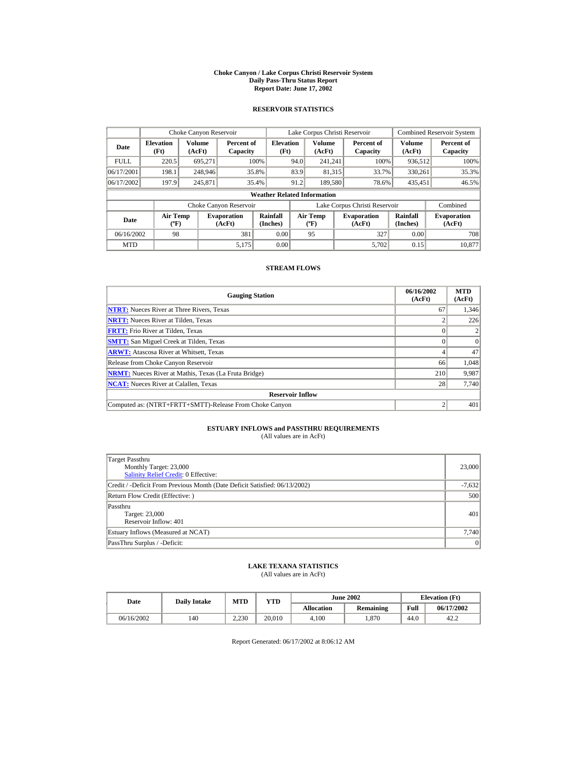# Choke Canyon / Lake Corpus Christi Reservoir System
## Daily Pass-Thru Status Report
## Report Date: June 17, 2002

### RESERVOIR STATISTICS

| Date | Choke Canyon Reservoir | | | Lake Corpus Christi Reservoir | | | Combined Reservoir System | |
|---|---|---|---|---|---|---|---|---|
| | Elevation (Ft) | Volume (AcFt) | Percent of Capacity | Elevation (Ft) | Volume (AcFt) | Percent of Capacity | Volume (AcFt) | Percent of Capacity |
| FULL | 220.5 | 695,271 | 100% | 94.0 | 241,241 | 100% | 936,512 | 100% |
| 06/17/2001 | 198.1 | 248,946 | 35.8% | 83.9 | 81,315 | 33.7% | 330,261 | 35.3% |
| 06/17/2002 | 197.9 | 245,871 | 35.4% | 91.2 | 189,580 | 78.6% | 435,451 | 46.5% |

**Weather Related Information**

| Date | Choke Canyon Reservoir | | | Lake Corpus Christi Reservoir | | | Combined |
|---|---|---|---|---|---|---|---|
| | Air Temp (ºF) | Evaporation (AcFt) | Rainfall (Inches) | Air Temp (ºF) | Evaporation (AcFt) | Rainfall (Inches) | Evaporation (AcFt) |
| 06/16/2002 | 98 | 381 | 0.00 | 95 | 327 | 0.00 | 708 |
| MTD | | 5,175 | 0.00 | | 5,702 | 0.15 | 10,877 |

### STREAM FLOWS

| Gauging Station | 06/16/2002 (AcFt) | MTD (AcFt) |
|---|---|---|
| NTRT: Nueces River at Three Rivers, Texas | 67 | 1,346 |
| NRTT: Nueces River at Tilden, Texas | 2 | 226 |
| FRTT: Frio River at Tilden, Texas | 0 | 2 |
| SMTT: San Miguel Creek at Tilden, Texas | 0 | 0 |
| ARWT: Atascosa River at Whitsett, Texas | 4 | 47 |
| Release from Choke Canyon Reservoir | 66 | 1,048 |
| NRMT: Nueces River at Mathis, Texas (La Fruta Bridge) | 210 | 9,987 |
| NCAT: Nueces River at Calallen, Texas | 28 | 7,740 |
| **Reservoir Inflow** | | |
| Computed as: (NTRT+FRTT+SMTT)-Release From Choke Canyon | 2 | 401 |

### ESTUARY INFLOWS and PASSTHRU REQUIREMENTS
(All values are in AcFt)

| | |
|---|---|
| Target Passthru<br>Monthly Target: 23,000<br>Salinity Relief Credit: 0 Effective: | 23,000 |
| Credit / -Deficit From Previous Month (Date Deficit Satisfied: 06/13/2002) | -7,632 |
| Return Flow Credit (Effective: ) | 500 |
| Passthru<br>Target: 23,000<br>Reservoir Inflow: 401 | 401 |
| Estuary Inflows (Measured at NCAT) | 7,740 |
| PassThru Surplus / -Deficit: | 0 |

### LAKE TEXANA STATISTICS
(All values are in AcFt)

| Date | Daily Intake | MTD | YTD | June 2002 | | Elevation (Ft) | |
|---|---|---|---|---|---|---|---|
| | | | | Allocation | Remaining | Full | 06/17/2002 |
| 06/16/2002 | 140 | 2,230 | 20,010 | 4,100 | 1,870 | 44.0 | 42.2 |

Report Generated: 06/17/2002 at 8:06:12 AM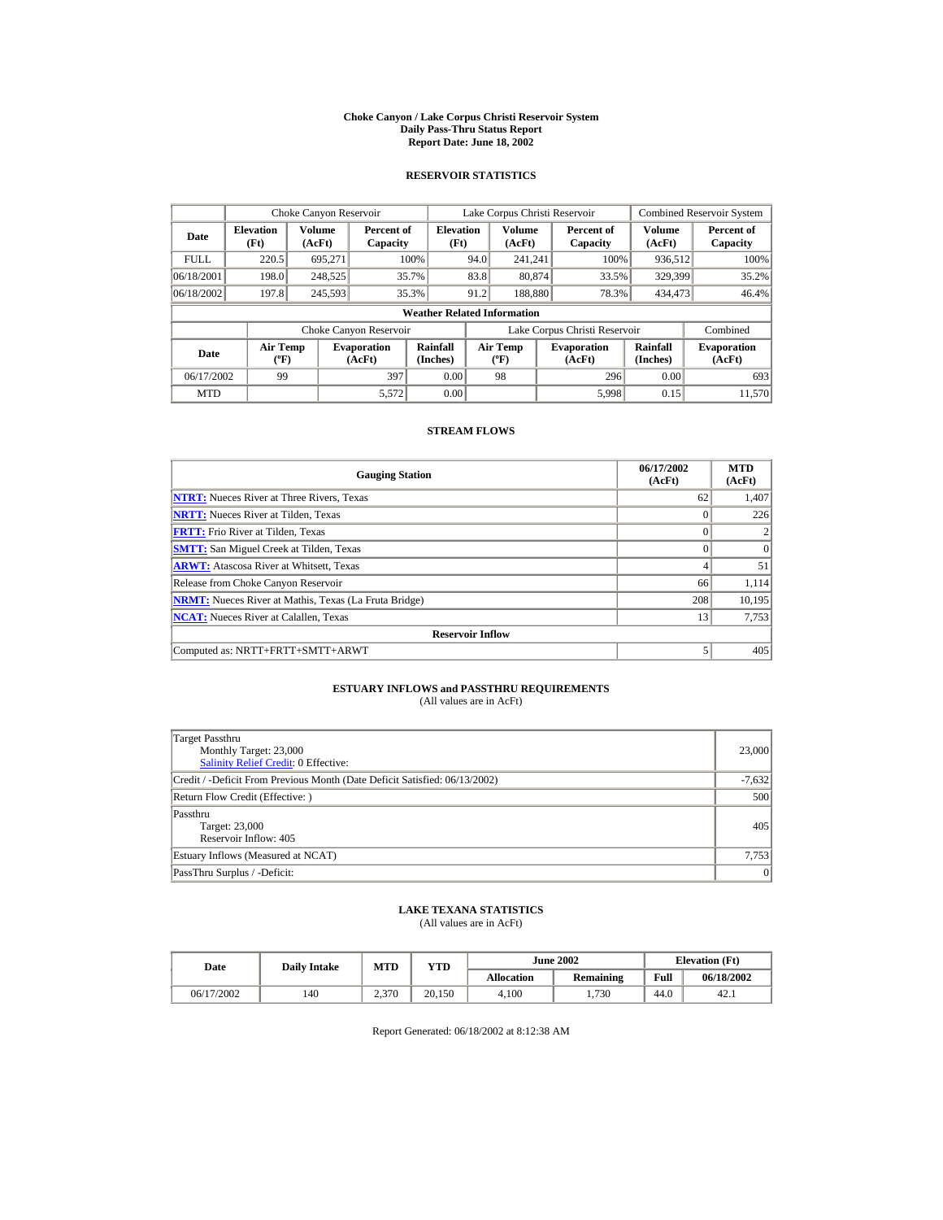# Choke Canyon / Lake Corpus Christi Reservoir System
## Daily Pass-Thru Status Report
### Report Date: June 18, 2002

## RESERVOIR STATISTICS

| | Choke Canyon Reservoir | | | Lake Corpus Christi Reservoir | | | Combined Reservoir System | |
|---|---|---|---|---|---|---|---|---|
| Date | Elevation (Ft) | Volume (AcFt) | Percent of Capacity | Elevation (Ft) | Volume (AcFt) | Percent of Capacity | Volume (AcFt) | Percent of Capacity |
| FULL | 220.5 | 695,271 | 100% | 94.0 | 241,241 | 100% | 936,512 | 100% |
| 06/18/2001 | 198.0 | 248,525 | 35.7% | 83.8 | 80,874 | 33.5% | 329,399 | 35.2% |
| 06/18/2002 | 197.8 | 245,593 | 35.3% | 91.2 | 188,880 | 78.3% | 434,473 | 46.4% |

**Weather Related Information**

| | Choke Canyon Reservoir | | | Lake Corpus Christi Reservoir | | | Combined |
|---|---|---|---|---|---|---|---|
| Date | Air Temp (ºF) | Evaporation (AcFt) | Rainfall (Inches) | Air Temp (ºF) | Evaporation (AcFt) | Rainfall (Inches) | Evaporation (AcFt) |
| 06/17/2002 | 99 | 397 | 0.00 | 98 | 296 | 0.00 | 693 |
| MTD | | 5,572 | 0.00 | | 5,998 | 0.15 | 11,570 |

## STREAM FLOWS

| Gauging Station | 06/17/2002 (AcFt) | MTD (AcFt) |
|---|---|---|
| NTRT: Nueces River at Three Rivers, Texas | 62 | 1,407 |
| NRTT: Nueces River at Tilden, Texas | 0 | 226 |
| FRTT: Frio River at Tilden, Texas | 0 | 2 |
| SMTT: San Miguel Creek at Tilden, Texas | 0 | 0 |
| ARWT: Atascosa River at Whitsett, Texas | 4 | 51 |
| Release from Choke Canyon Reservoir | 66 | 1,114 |
| NRMT: Nueces River at Mathis, Texas (La Fruta Bridge) | 208 | 10,195 |
| NCAT: Nueces River at Calallen, Texas | 13 | 7,753 |
| **Reservoir Inflow** | | |
| Computed as: NRTT+FRTT+SMTT+ARWT | 5 | 405 |

## ESTUARY INFLOWS and PASSTHRU REQUIREMENTS
(All values are in AcFt)

| | |
|---|---|
| Target Passthru<br>Monthly Target: 23,000<br>Salinity Relief Credit: 0 Effective: | 23,000 |
| Credit / -Deficit From Previous Month (Date Deficit Satisfied: 06/13/2002) | -7,632 |
| Return Flow Credit (Effective: ) | 500 |
| Passthru<br>Target: 23,000<br>Reservoir Inflow: 405 | 405 |
| Estuary Inflows (Measured at NCAT) | 7,753 |
| PassThru Surplus / -Deficit: | 0 |

## LAKE TEXANA STATISTICS
(All values are in AcFt)

| Date | Daily Intake | MTD | YTD | June 2002 | | Elevation (Ft) | |
|---|---|---|---|---|---|---|---|
| | | | | Allocation | Remaining | Full | 06/18/2002 |
| 06/17/2002 | 140 | 2,370 | 20,150 | 4,100 | 1,730 | 44.0 | 42.1 |

Report Generated: 06/18/2002 at 8:12:38 AM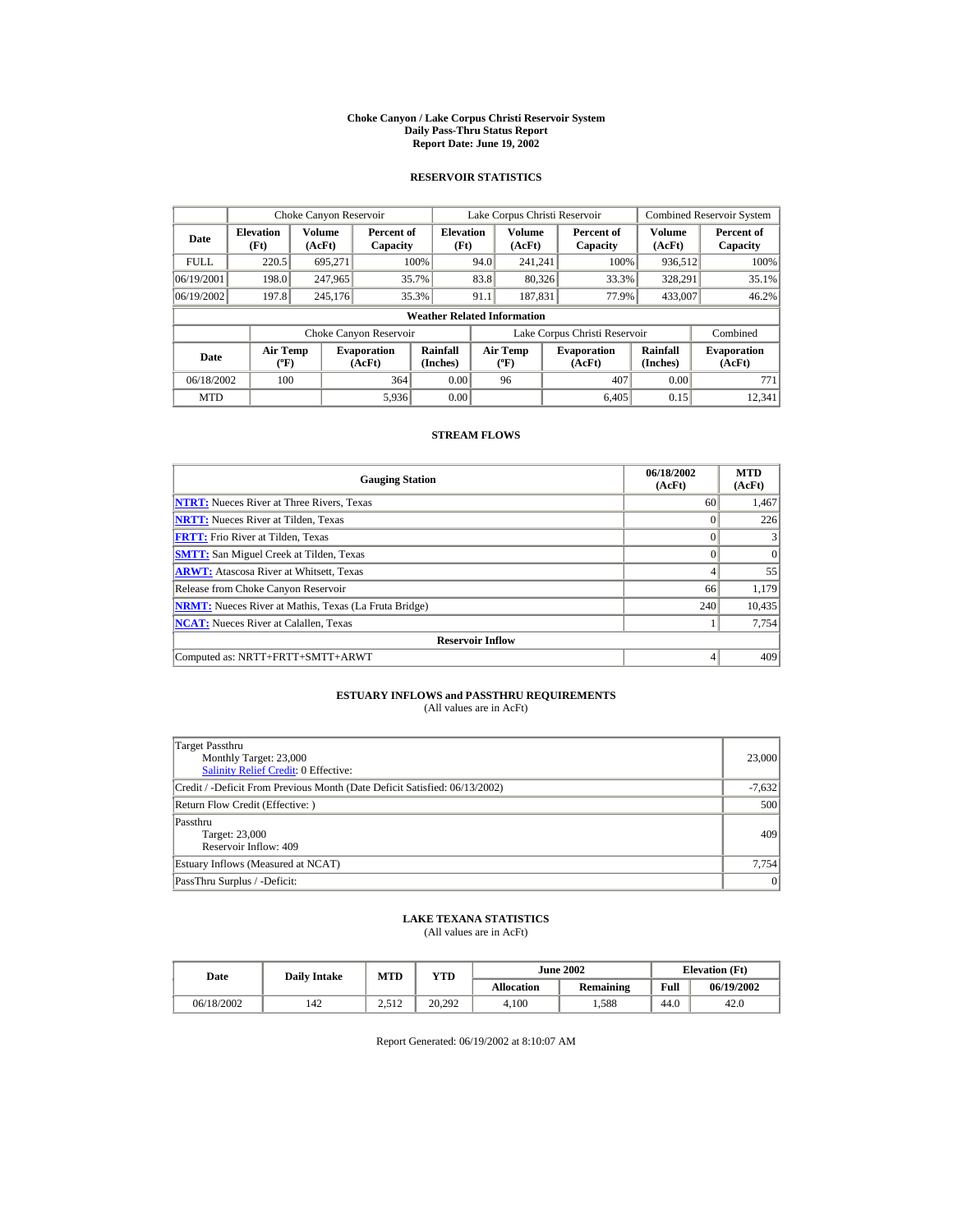# Choke Canyon / Lake Corpus Christi Reservoir System
## Daily Pass-Thru Status Report
### Report Date: June 19, 2002

## RESERVOIR STATISTICS

| | Choke Canyon Reservoir | | | Lake Corpus Christi Reservoir | | | Combined Reservoir System | |
|---|---|---|---|---|---|---|---|---|
| **Date** | **Elevation (Ft)** | **Volume (AcFt)** | **Percent of Capacity** | **Elevation (Ft)** | **Volume (AcFt)** | **Percent of Capacity** | **Volume (AcFt)** | **Percent of Capacity** |
| FULL | 220.5 | 695,271 | 100% | 94.0 | 241,241 | 100% | 936,512 | 100% |
| 06/19/2001 | 198.0 | 247,965 | 35.7% | 83.8 | 80,326 | 33.3% | 328,291 | 35.1% |
| 06/19/2002 | 197.8 | 245,176 | 35.3% | 91.1 | 187,831 | 77.9% | 433,007 | 46.2% |

**Weather Related Information**

| | Choke Canyon Reservoir | | | Lake Corpus Christi Reservoir | | | Combined |
|---|---|---|---|---|---|---|---|
| **Date** | **Air Temp (ºF)** | **Evaporation (AcFt)** | **Rainfall (Inches)** | **Air Temp (ºF)** | **Evaporation (AcFt)** | **Rainfall (Inches)** | **Evaporation (AcFt)** |
| 06/18/2002 | 100 | 364 | 0.00 | 96 | 407 | 0.00 | 771 |
| MTD | | 5,936 | 0.00 | | 6,405 | 0.15 | 12,341 |

## STREAM FLOWS

| Gauging Station | 06/18/2002 (AcFt) | MTD (AcFt) |
|---|---|---|
| NTRT: Nueces River at Three Rivers, Texas | 60 | 1,467 |
| NRTT: Nueces River at Tilden, Texas | 0 | 226 |
| FRTT: Frio River at Tilden, Texas | 0 | 3 |
| SMTT: San Miguel Creek at Tilden, Texas | 0 | 0 |
| ARWT: Atascosa River at Whitsett, Texas | 4 | 55 |
| Release from Choke Canyon Reservoir | 66 | 1,179 |
| NRMT: Nueces River at Mathis, Texas (La Fruta Bridge) | 240 | 10,435 |
| NCAT: Nueces River at Calallen, Texas | 1 | 7,754 |
| **Reservoir Inflow** | | |
| Computed as: NRTT+FRTT+SMTT+ARWT | 4 | 409 |

## ESTUARY INFLOWS and PASSTHRU REQUIREMENTS
(All values are in AcFt)

| | |
|---|---|
| Target Passthru<br>Monthly Target: 23,000<br>Salinity Relief Credit: 0 Effective: | 23,000 |
| Credit / -Deficit From Previous Month (Date Deficit Satisfied: 06/13/2002) | -7,632 |
| Return Flow Credit (Effective: ) | 500 |
| Passthru<br>Target: 23,000<br>Reservoir Inflow: 409 | 409 |
| Estuary Inflows (Measured at NCAT) | 7,754 |
| PassThru Surplus / -Deficit: | 0 |

## LAKE TEXANA STATISTICS
(All values are in AcFt)

| Date | Daily Intake | MTD | YTD | June 2002 | | Elevation (Ft) | |
|---|---|---|---|---|---|---|---|
| | | | | **Allocation** | **Remaining** | **Full** | **06/19/2002** |
| 06/18/2002 | 142 | 2,512 | 20,292 | 4,100 | 1,588 | 44.0 | 42.0 |

Report Generated: 06/19/2002 at 8:10:07 AM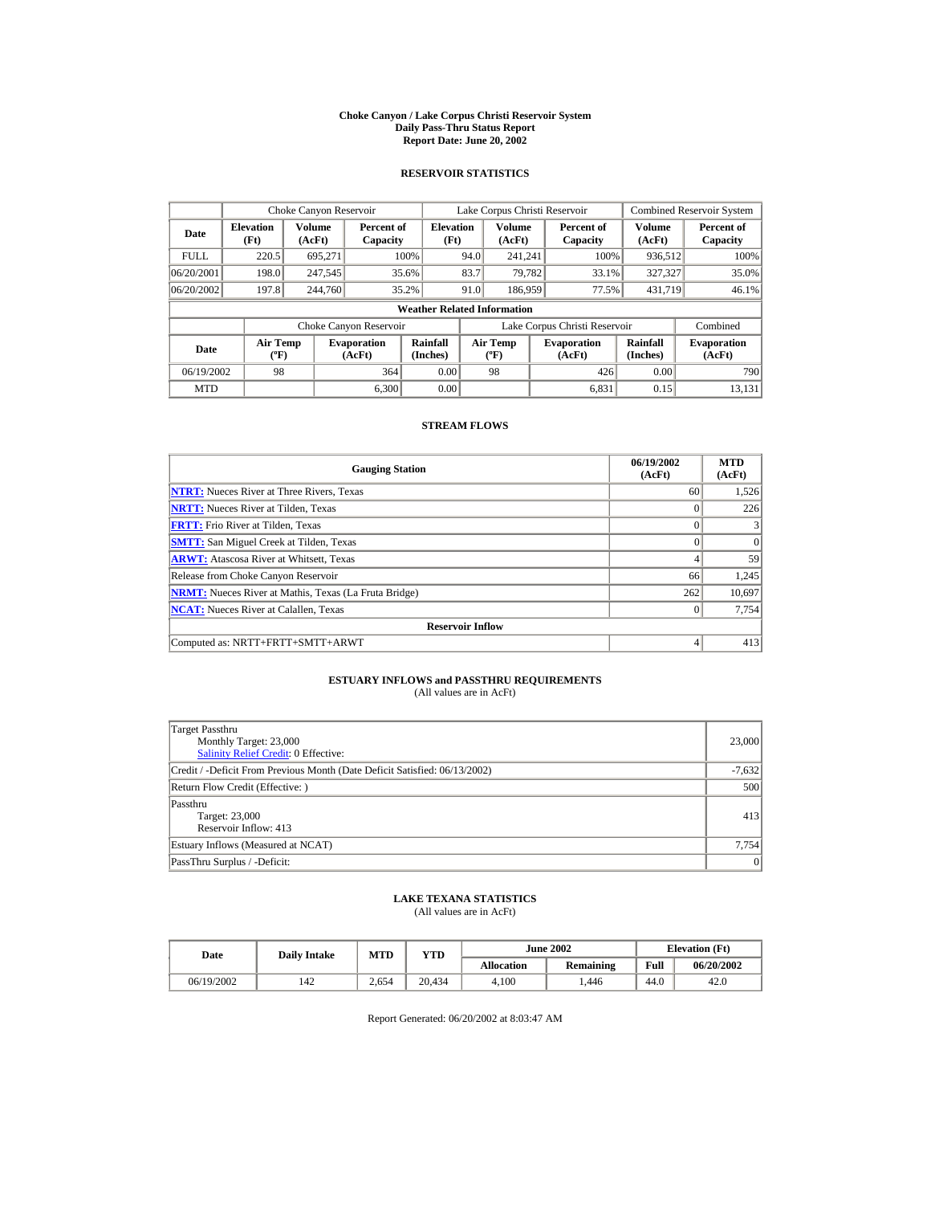# Choke Canyon / Lake Corpus Christi Reservoir System
## Daily Pass-Thru Status Report
## Report Date: June 20, 2002

### RESERVOIR STATISTICS

| | Choke Canyon Reservoir | | | Lake Corpus Christi Reservoir | | | Combined Reservoir System | |
|---|---|---|---|---|---|---|---|---|
| **Date** | **Elevation (Ft)** | **Volume (AcFt)** | **Percent of Capacity** | **Elevation (Ft)** | **Volume (AcFt)** | **Percent of Capacity** | **Volume (AcFt)** | **Percent of Capacity** |
| FULL | 220.5 | 695,271 | 100% | 94.0 | 241,241 | 100% | 936,512 | 100% |
| 06/20/2001 | 198.0 | 247,545 | 35.6% | 83.7 | 79,782 | 33.1% | 327,327 | 35.0% |
| 06/20/2002 | 197.8 | 244,760 | 35.2% | 91.0 | 186,959 | 77.5% | 431,719 | 46.1% |

**Weather Related Information**

| | Choke Canyon Reservoir | | | Lake Corpus Christi Reservoir | | | Combined |
|---|---|---|---|---|---|---|---|
| **Date** | **Air Temp (ºF)** | **Evaporation (AcFt)** | **Rainfall (Inches)** | **Air Temp (ºF)** | **Evaporation (AcFt)** | **Rainfall (Inches)** | **Evaporation (AcFt)** |
| 06/19/2002 | 98 | 364 | 0.00 | 98 | 426 | 0.00 | 790 |
| MTD | | 6,300 | 0.00 | | 6,831 | 0.15 | 13,131 |

### STREAM FLOWS

| Gauging Station | 06/19/2002 (AcFt) | MTD (AcFt) |
|---|---|---|
| **NTRT:** Nueces River at Three Rivers, Texas | 60 | 1,526 |
| **NRTT:** Nueces River at Tilden, Texas | 0 | 226 |
| **FRTT:** Frio River at Tilden, Texas | 0 | 3 |
| **SMTT:** San Miguel Creek at Tilden, Texas | 0 | 0 |
| **ARWT:** Atascosa River at Whitsett, Texas | 4 | 59 |
| Release from Choke Canyon Reservoir | 66 | 1,245 |
| **NRMT:** Nueces River at Mathis, Texas (La Fruta Bridge) | 262 | 10,697 |
| **NCAT:** Nueces River at Calallen, Texas | 0 | 7,754 |
| **Reservoir Inflow** | | |
| Computed as: NRTT+FRTT+SMTT+ARWT | 4 | 413 |

### ESTUARY INFLOWS and PASSTHRU REQUIREMENTS
(All values are in AcFt)

| | |
|---|---|
| Target Passthru<br>Monthly Target: 23,000<br>Salinity Relief Credit: 0 Effective: | 23,000 |
| Credit / -Deficit From Previous Month (Date Deficit Satisfied: 06/13/2002) | -7,632 |
| Return Flow Credit (Effective: ) | 500 |
| Passthru<br>Target: 23,000<br>Reservoir Inflow: 413 | 413 |
| Estuary Inflows (Measured at NCAT) | 7,754 |
| PassThru Surplus / -Deficit: | 0 |

### LAKE TEXANA STATISTICS
(All values are in AcFt)

| Date | Daily Intake | MTD | YTD | June 2002 | | Elevation (Ft) | |
|---|---|---|---|---|---|---|---|
| | | | | **Allocation** | **Remaining** | **Full** | **06/20/2002** |
| 06/19/2002 | 142 | 2,654 | 20,434 | 4,100 | 1,446 | 44.0 | 42.0 |

Report Generated: 06/20/2002 at 8:03:47 AM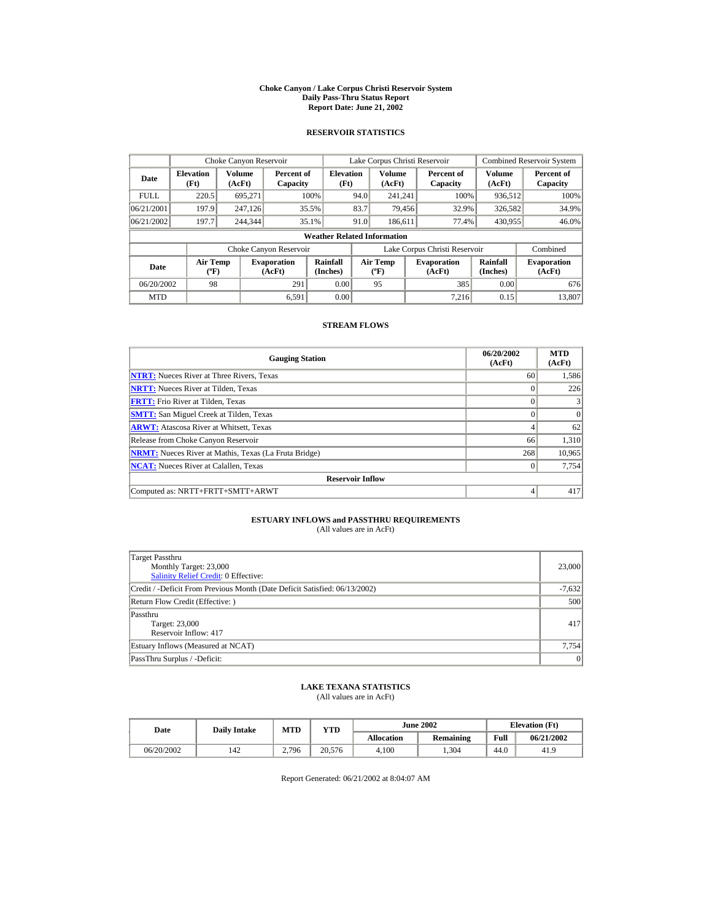# Choke Canyon / Lake Corpus Christi Reservoir System
## Daily Pass-Thru Status Report
### Report Date: June 21, 2002

## RESERVOIR STATISTICS

| | Choke Canyon Reservoir | | | Lake Corpus Christi Reservoir | | | Combined Reservoir System | |
|---|---|---|---|---|---|---|---|---|
| **Date** | **Elevation (Ft)** | **Volume (AcFt)** | **Percent of Capacity** | **Elevation (Ft)** | **Volume (AcFt)** | **Percent of Capacity** | **Volume (AcFt)** | **Percent of Capacity** |
| FULL | 220.5 | 695,271 | 100% | 94.0 | 241,241 | 100% | 936,512 | 100% |
| 06/21/2001 | 197.9 | 247,126 | 35.5% | 83.7 | 79,456 | 32.9% | 326,582 | 34.9% |
| 06/21/2002 | 197.7 | 244,344 | 35.1% | 91.0 | 186,611 | 77.4% | 430,955 | 46.0% |

**Weather Related Information**

| | Choke Canyon Reservoir | | | Lake Corpus Christi Reservoir | | | Combined |
|---|---|---|---|---|---|---|---|
| **Date** | **Air Temp (ºF)** | **Evaporation (AcFt)** | **Rainfall (Inches)** | **Air Temp (ºF)** | **Evaporation (AcFt)** | **Rainfall (Inches)** | **Evaporation (AcFt)** |
| 06/20/2002 | 98 | 291 | 0.00 | 95 | 385 | 0.00 | 676 |
| MTD | | 6,591 | 0.00 | | 7,216 | 0.15 | 13,807 |

## STREAM FLOWS

| Gauging Station | 06/20/2002 (AcFt) | MTD (AcFt) |
|---|---|---|
| **NTRT:** Nueces River at Three Rivers, Texas | 60 | 1,586 |
| **NRTT:** Nueces River at Tilden, Texas | 0 | 226 |
| **FRTT:** Frio River at Tilden, Texas | 0 | 3 |
| **SMTT:** San Miguel Creek at Tilden, Texas | 0 | 0 |
| **ARWT:** Atascosa River at Whitsett, Texas | 4 | 62 |
| Release from Choke Canyon Reservoir | 66 | 1,310 |
| **NRMT:** Nueces River at Mathis, Texas (La Fruta Bridge) | 268 | 10,965 |
| **NCAT:** Nueces River at Calallen, Texas | 0 | 7,754 |
| **Reservoir Inflow** | | |
| Computed as: NRTT+FRTT+SMTT+ARWT | 4 | 417 |

## ESTUARY INFLOWS and PASSTHRU REQUIREMENTS

(All values are in AcFt)

| | |
|---|---|
| Target Passthru<br>Monthly Target: 23,000<br>Salinity Relief Credit: 0 Effective: | 23,000 |
| Credit / -Deficit From Previous Month (Date Deficit Satisfied: 06/13/2002) | -7,632 |
| Return Flow Credit (Effective: ) | 500 |
| Passthru<br>Target: 23,000<br>Reservoir Inflow: 417 | 417 |
| Estuary Inflows (Measured at NCAT) | 7,754 |
| PassThru Surplus / -Deficit: | 0 |

## LAKE TEXANA STATISTICS

(All values are in AcFt)

| Date | Daily Intake | MTD | YTD | June 2002 | | Elevation (Ft) | |
|---|---|---|---|---|---|---|---|
| | | | | **Allocation** | **Remaining** | **Full** | **06/21/2002** |
| 06/20/2002 | 142 | 2,796 | 20,576 | 4,100 | 1,304 | 44.0 | 41.9 |

Report Generated: 06/21/2002 at 8:04:07 AM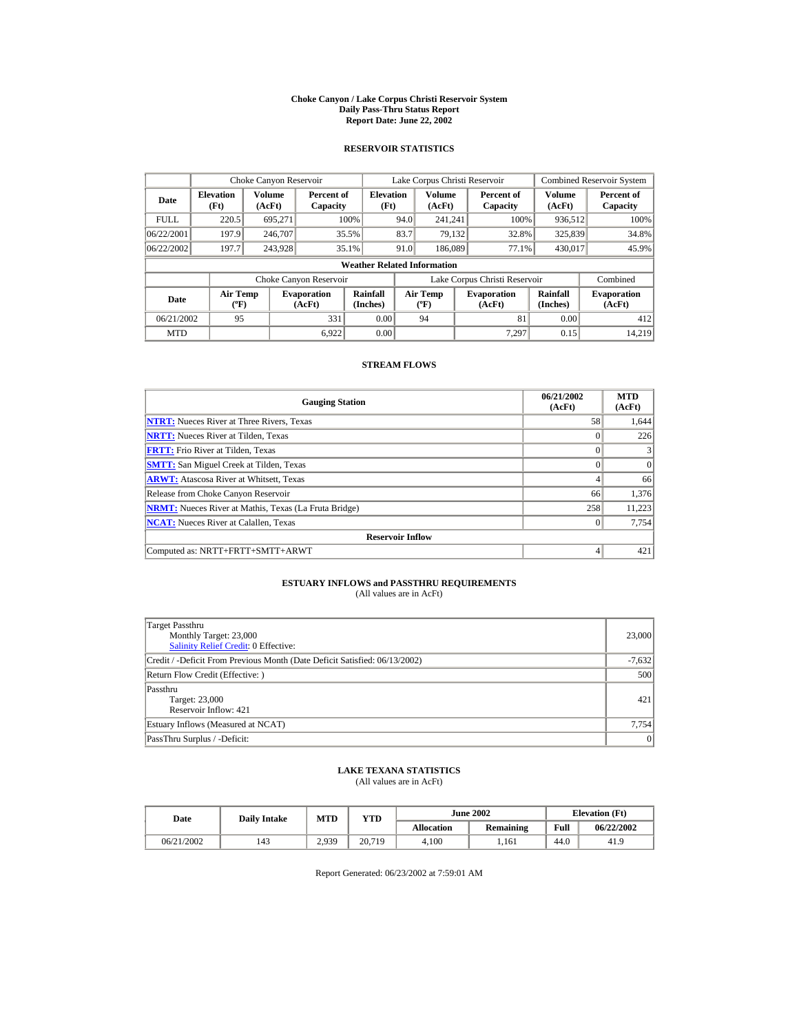# Choke Canyon / Lake Corpus Christi Reservoir System
## Daily Pass-Thru Status Report
### Report Date: June 22, 2002

## RESERVOIR STATISTICS

| | Choke Canyon Reservoir | | | Lake Corpus Christi Reservoir | | | Combined Reservoir System | |
|---|---|---|---|---|---|---|---|---|
| Date | Elevation (Ft) | Volume (AcFt) | Percent of Capacity | Elevation (Ft) | Volume (AcFt) | Percent of Capacity | Volume (AcFt) | Percent of Capacity |
| FULL | 220.5 | 695,271 | 100% | 94.0 | 241,241 | 100% | 936,512 | 100% |
| 06/22/2001 | 197.9 | 246,707 | 35.5% | 83.7 | 79,132 | 32.8% | 325,839 | 34.8% |
| 06/22/2002 | 197.7 | 243,928 | 35.1% | 91.0 | 186,089 | 77.1% | 430,017 | 45.9% |

**Weather Related Information**

| | Choke Canyon Reservoir | | | Lake Corpus Christi Reservoir | | | Combined |
|---|---|---|---|---|---|---|---|
| Date | Air Temp (ºF) | Evaporation (AcFt) | Rainfall (Inches) | Air Temp (ºF) | Evaporation (AcFt) | Rainfall (Inches) | Evaporation (AcFt) |
| 06/21/2002 | 95 | 331 | 0.00 | 94 | 81 | 0.00 | 412 |
| MTD | | 6,922 | 0.00 | | 7,297 | 0.15 | 14,219 |

## STREAM FLOWS

| Gauging Station | 06/21/2002 (AcFt) | MTD (AcFt) |
|---|---|---|
| NTRT: Nueces River at Three Rivers, Texas | 58 | 1,644 |
| NRTT: Nueces River at Tilden, Texas | 0 | 226 |
| FRTT: Frio River at Tilden, Texas | 0 | 3 |
| SMTT: San Miguel Creek at Tilden, Texas | 0 | 0 |
| ARWT: Atascosa River at Whitsett, Texas | 4 | 66 |
| Release from Choke Canyon Reservoir | 66 | 1,376 |
| NRMT: Nueces River at Mathis, Texas (La Fruta Bridge) | 258 | 11,223 |
| NCAT: Nueces River at Calallen, Texas | 0 | 7,754 |
| **Reservoir Inflow** | | |
| Computed as: NRTT+FRTT+SMTT+ARWT | 4 | 421 |

## ESTUARY INFLOWS and PASSTHRU REQUIREMENTS
(All values are in AcFt)

| | |
|---|---|
| Target Passthru<br>Monthly Target: 23,000<br>Salinity Relief Credit: 0 Effective: | 23,000 |
| Credit / -Deficit From Previous Month (Date Deficit Satisfied: 06/13/2002) | -7,632 |
| Return Flow Credit (Effective: ) | 500 |
| Passthru<br>Target: 23,000<br>Reservoir Inflow: 421 | 421 |
| Estuary Inflows (Measured at NCAT) | 7,754 |
| PassThru Surplus / -Deficit: | 0 |

## LAKE TEXANA STATISTICS
(All values are in AcFt)

| Date | Daily Intake | MTD | YTD | June 2002 | | Elevation (Ft) | |
|---|---|---|---|---|---|---|---|
| | | | | Allocation | Remaining | Full | 06/22/2002 |
| 06/21/2002 | 143 | 2,939 | 20,719 | 4,100 | 1,161 | 44.0 | 41.9 |

Report Generated: 06/23/2002 at 7:59:01 AM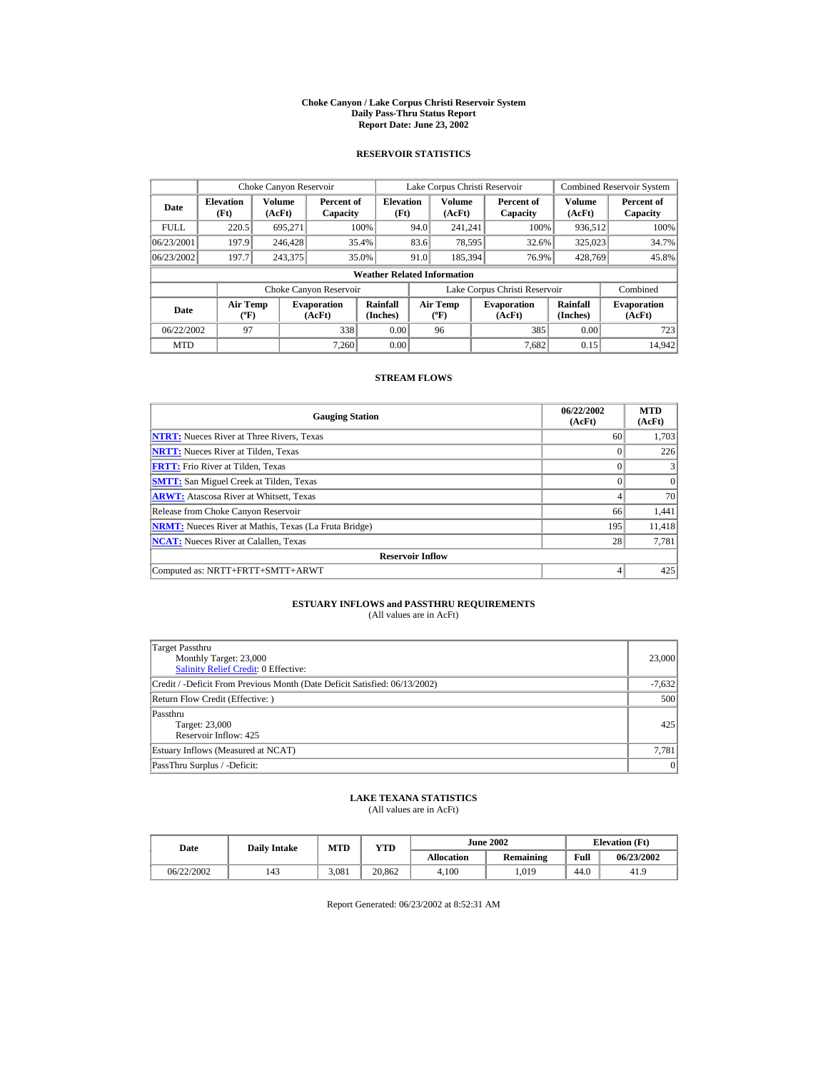# Choke Canyon / Lake Corpus Christi Reservoir System
## Daily Pass-Thru Status Report
## Report Date: June 23, 2002

### RESERVOIR STATISTICS

| | Choke Canyon Reservoir | | | Lake Corpus Christi Reservoir | | | Combined Reservoir System | |
|---|---|---|---|---|---|---|---|---|
| **Date** | **Elevation (Ft)** | **Volume (AcFt)** | **Percent of Capacity** | **Elevation (Ft)** | **Volume (AcFt)** | **Percent of Capacity** | **Volume (AcFt)** | **Percent of Capacity** |
| FULL | 220.5 | 695,271 | 100% | 94.0 | 241,241 | 100% | 936,512 | 100% |
| 06/23/2001 | 197.9 | 246,428 | 35.4% | 83.6 | 78,595 | 32.6% | 325,023 | 34.7% |
| 06/23/2002 | 197.7 | 243,375 | 35.0% | 91.0 | 185,394 | 76.9% | 428,769 | 45.8% |

**Weather Related Information**

| | Choke Canyon Reservoir | | | Lake Corpus Christi Reservoir | | | Combined |
|---|---|---|---|---|---|---|---|
| **Date** | **Air Temp (ºF)** | **Evaporation (AcFt)** | **Rainfall (Inches)** | **Air Temp (ºF)** | **Evaporation (AcFt)** | **Rainfall (Inches)** | **Evaporation (AcFt)** |
| 06/22/2002 | 97 | 338 | 0.00 | 96 | 385 | 0.00 | 723 |
| MTD | | 7,260 | 0.00 | | 7,682 | 0.15 | 14,942 |

### STREAM FLOWS

| Gauging Station | 06/22/2002 (AcFt) | MTD (AcFt) |
|---|---|---|
| NTRT: Nueces River at Three Rivers, Texas | 60 | 1,703 |
| NRTT: Nueces River at Tilden, Texas | 0 | 226 |
| FRTT: Frio River at Tilden, Texas | 0 | 3 |
| SMTT: San Miguel Creek at Tilden, Texas | 0 | 0 |
| ARWT: Atascosa River at Whitsett, Texas | 4 | 70 |
| Release from Choke Canyon Reservoir | 66 | 1,441 |
| NRMT: Nueces River at Mathis, Texas (La Fruta Bridge) | 195 | 11,418 |
| NCAT: Nueces River at Calallen, Texas | 28 | 7,781 |
| **Reservoir Inflow** | | |
| Computed as: NRTT+FRTT+SMTT+ARWT | 4 | 425 |

### ESTUARY INFLOWS and PASSTHRU REQUIREMENTS
(All values are in AcFt)

| | |
|---|---|
| Target Passthru<br>Monthly Target: 23,000<br>Salinity Relief Credit: 0 Effective: | 23,000 |
| Credit / -Deficit From Previous Month (Date Deficit Satisfied: 06/13/2002) | -7,632 |
| Return Flow Credit (Effective: ) | 500 |
| Passthru<br>Target: 23,000<br>Reservoir Inflow: 425 | 425 |
| Estuary Inflows (Measured at NCAT) | 7,781 |
| PassThru Surplus / -Deficit: | 0 |

### LAKE TEXANA STATISTICS
(All values are in AcFt)

| Date | Daily Intake | MTD | YTD | June 2002 | | Elevation (Ft) | |
|---|---|---|---|---|---|---|---|
| | | | | **Allocation** | **Remaining** | **Full** | **06/23/2002** |
| 06/22/2002 | 143 | 3,081 | 20,862 | 4,100 | 1,019 | 44.0 | 41.9 |

Report Generated: 06/23/2002 at 8:52:31 AM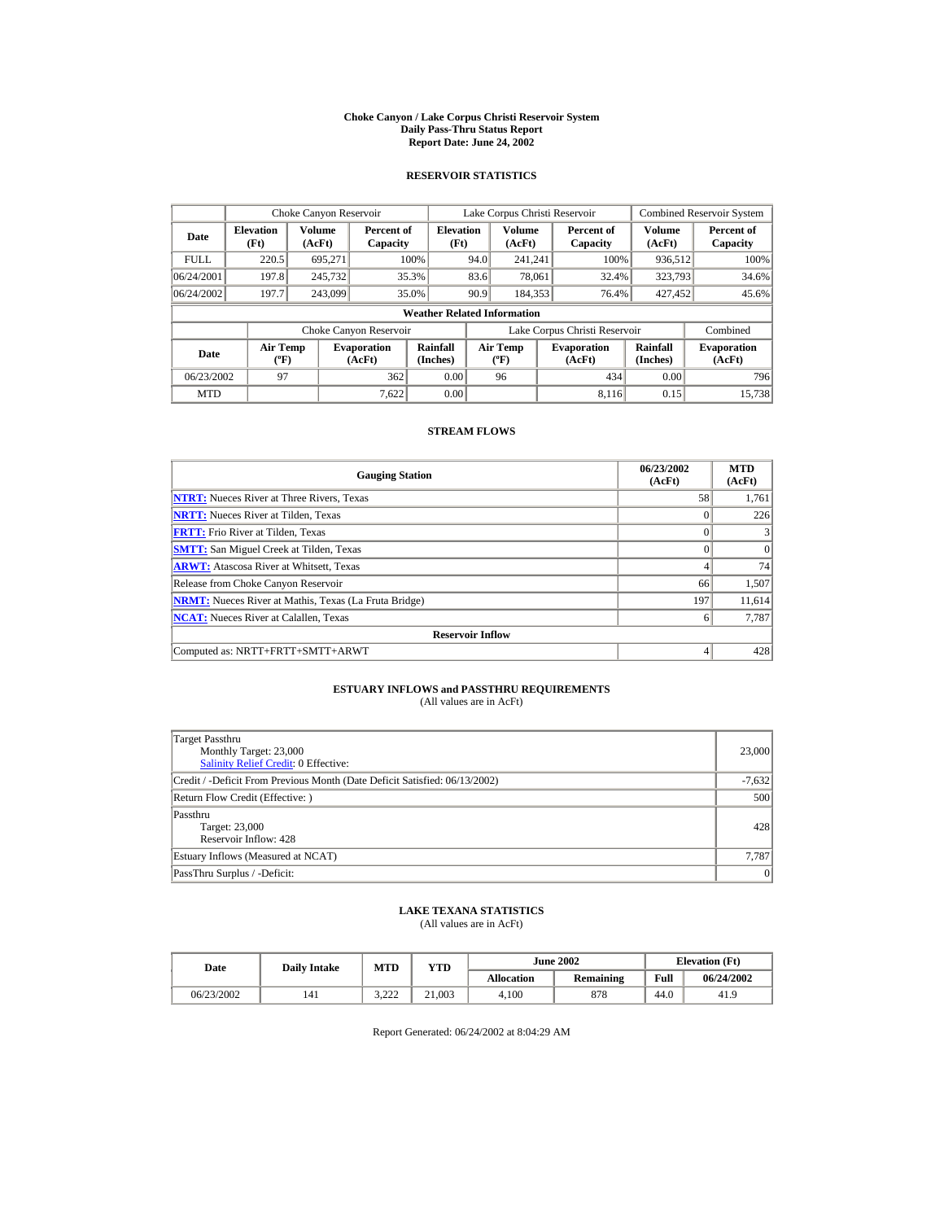# Choke Canyon / Lake Corpus Christi Reservoir System
## Daily Pass-Thru Status Report
### Report Date: June 24, 2002

## RESERVOIR STATISTICS

| | Choke Canyon Reservoir | | | Lake Corpus Christi Reservoir | | | Combined Reservoir System | |
|---|---|---|---|---|---|---|---|---|
| Date | Elevation (Ft) | Volume (AcFt) | Percent of Capacity | Elevation (Ft) | Volume (AcFt) | Percent of Capacity | Volume (AcFt) | Percent of Capacity |
| FULL | 220.5 | 695,271 | 100% | 94.0 | 241,241 | 100% | 936,512 | 100% |
| 06/24/2001 | 197.8 | 245,732 | 35.3% | 83.6 | 78,061 | 32.4% | 323,793 | 34.6% |
| 06/24/2002 | 197.7 | 243,099 | 35.0% | 90.9 | 184,353 | 76.4% | 427,452 | 45.6% |

**Weather Related Information**

| | Choke Canyon Reservoir | | | Lake Corpus Christi Reservoir | | | Combined |
|---|---|---|---|---|---|---|---|
| Date | Air Temp (ºF) | Evaporation (AcFt) | Rainfall (Inches) | Air Temp (ºF) | Evaporation (AcFt) | Rainfall (Inches) | Evaporation (AcFt) |
| 06/23/2002 | 97 | 362 | 0.00 | 96 | 434 | 0.00 | 796 |
| MTD | | 7,622 | 0.00 | | 8,116 | 0.15 | 15,738 |

## STREAM FLOWS

| Gauging Station | 06/23/2002 (AcFt) | MTD (AcFt) |
|---|---|---|
| NTRT: Nueces River at Three Rivers, Texas | 58 | 1,761 |
| NRTT: Nueces River at Tilden, Texas | 0 | 226 |
| FRTT: Frio River at Tilden, Texas | 0 | 3 |
| SMTT: San Miguel Creek at Tilden, Texas | 0 | 0 |
| ARWT: Atascosa River at Whitsett, Texas | 4 | 74 |
| Release from Choke Canyon Reservoir | 66 | 1,507 |
| NRMT: Nueces River at Mathis, Texas (La Fruta Bridge) | 197 | 11,614 |
| NCAT: Nueces River at Calallen, Texas | 6 | 7,787 |
| **Reservoir Inflow** | | |
| Computed as: NRTT+FRTT+SMTT+ARWT | 4 | 428 |

## ESTUARY INFLOWS and PASSTHRU REQUIREMENTS
(All values are in AcFt)

| | |
|---|---|
| Target Passthru<br>Monthly Target: 23,000<br>Salinity Relief Credit: 0 Effective: | 23,000 |
| Credit / -Deficit From Previous Month (Date Deficit Satisfied: 06/13/2002) | -7,632 |
| Return Flow Credit (Effective: ) | 500 |
| Passthru<br>Target: 23,000<br>Reservoir Inflow: 428 | 428 |
| Estuary Inflows (Measured at NCAT) | 7,787 |
| PassThru Surplus / -Deficit: | 0 |

## LAKE TEXANA STATISTICS
(All values are in AcFt)

| Date | Daily Intake | MTD | YTD | June 2002 | | Elevation (Ft) | |
|---|---|---|---|---|---|---|---|
| | | | | Allocation | Remaining | Full | 06/24/2002 |
| 06/23/2002 | 141 | 3,222 | 21,003 | 4,100 | 878 | 44.0 | 41.9 |

Report Generated: 06/24/2002 at 8:04:29 AM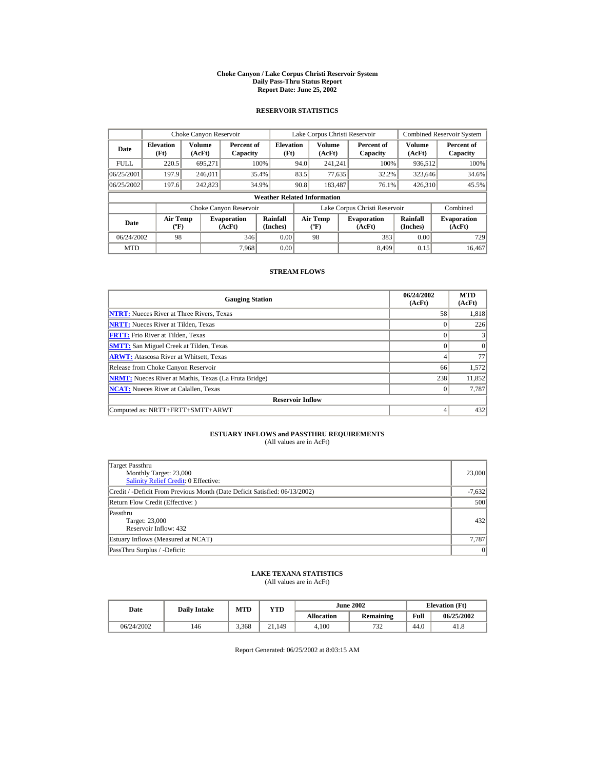# Choke Canyon / Lake Corpus Christi Reservoir System
## Daily Pass-Thru Status Report
### Report Date: June 25, 2002

## RESERVOIR STATISTICS

| | Choke Canyon Reservoir | | | Lake Corpus Christi Reservoir | | | Combined Reservoir System | |
|---|---|---|---|---|---|---|---|---|
| **Date** | **Elevation (Ft)** | **Volume (AcFt)** | **Percent of Capacity** | **Elevation (Ft)** | **Volume (AcFt)** | **Percent of Capacity** | **Volume (AcFt)** | **Percent of Capacity** |
| FULL | 220.5 | 695,271 | 100% | 94.0 | 241,241 | 100% | 936,512 | 100% |
| 06/25/2001 | 197.9 | 246,011 | 35.4% | 83.5 | 77,635 | 32.2% | 323,646 | 34.6% |
| 06/25/2002 | 197.6 | 242,823 | 34.9% | 90.8 | 183,487 | 76.1% | 426,310 | 45.5% |

**Weather Related Information**

| | Choke Canyon Reservoir | | | Lake Corpus Christi Reservoir | | | Combined |
|---|---|---|---|---|---|---|---|
| **Date** | **Air Temp (ºF)** | **Evaporation (AcFt)** | **Rainfall (Inches)** | **Air Temp (ºF)** | **Evaporation (AcFt)** | **Rainfall (Inches)** | **Evaporation (AcFt)** |
| 06/24/2002 | 98 | 346 | 0.00 | 98 | 383 | 0.00 | 729 |
| MTD | | 7,968 | 0.00 | | 8,499 | 0.15 | 16,467 |

## STREAM FLOWS

| Gauging Station | 06/24/2002 (AcFt) | MTD (AcFt) |
|---|---|---|
| **NTRT:** Nueces River at Three Rivers, Texas | 58 | 1,818 |
| **NRTT:** Nueces River at Tilden, Texas | 0 | 226 |
| **FRTT:** Frio River at Tilden, Texas | 0 | 3 |
| **SMTT:** San Miguel Creek at Tilden, Texas | 0 | 0 |
| **ARWT:** Atascosa River at Whitsett, Texas | 4 | 77 |
| Release from Choke Canyon Reservoir | 66 | 1,572 |
| **NRMT:** Nueces River at Mathis, Texas (La Fruta Bridge) | 238 | 11,852 |
| **NCAT:** Nueces River at Calallen, Texas | 0 | 7,787 |
| **Reservoir Inflow** | | |
| Computed as: NRTT+FRTT+SMTT+ARWT | 4 | 432 |

## ESTUARY INFLOWS and PASSTHRU REQUIREMENTS
(All values are in AcFt)

| | |
|---|---|
| Target Passthru<br>Monthly Target: 23,000<br>Salinity Relief Credit: 0 Effective: | 23,000 |
| Credit / -Deficit From Previous Month (Date Deficit Satisfied: 06/13/2002) | -7,632 |
| Return Flow Credit (Effective: ) | 500 |
| Passthru<br>Target: 23,000<br>Reservoir Inflow: 432 | 432 |
| Estuary Inflows (Measured at NCAT) | 7,787 |
| PassThru Surplus / -Deficit: | 0 |

## LAKE TEXANA STATISTICS
(All values are in AcFt)

| Date | Daily Intake | MTD | YTD | June 2002 | | Elevation (Ft) | |
|---|---|---|---|---|---|---|---|
| | | | | **Allocation** | **Remaining** | **Full** | **06/25/2002** |
| 06/24/2002 | 146 | 3,368 | 21,149 | 4,100 | 732 | 44.0 | 41.8 |

Report Generated: 06/25/2002 at 8:03:15 AM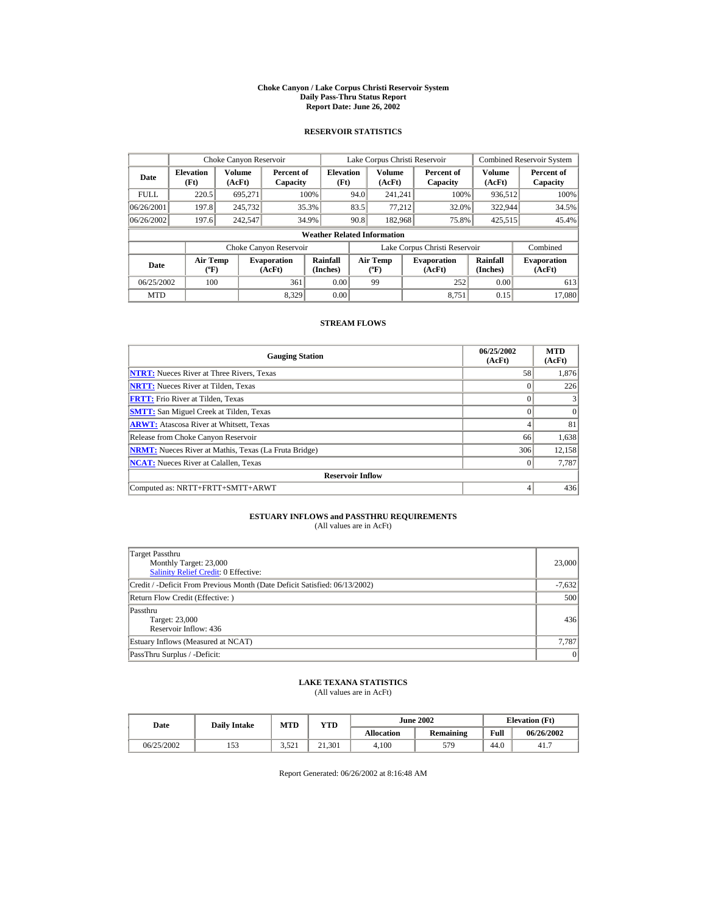# Choke Canyon / Lake Corpus Christi Reservoir System
## Daily Pass-Thru Status Report
## Report Date: June 26, 2002

### RESERVOIR STATISTICS

| | Choke Canyon Reservoir | | | Lake Corpus Christi Reservoir | | | Combined Reservoir System | |
|---|---|---|---|---|---|---|---|---|
| **Date** | **Elevation (Ft)** | **Volume (AcFt)** | **Percent of Capacity** | **Elevation (Ft)** | **Volume (AcFt)** | **Percent of Capacity** | **Volume (AcFt)** | **Percent of Capacity** |
| FULL | 220.5 | 695,271 | 100% | 94.0 | 241,241 | 100% | 936,512 | 100% |
| 06/26/2001 | 197.8 | 245,732 | 35.3% | 83.5 | 77,212 | 32.0% | 322,944 | 34.5% |
| 06/26/2002 | 197.6 | 242,547 | 34.9% | 90.8 | 182,968 | 75.8% | 425,515 | 45.4% |

**Weather Related Information**

| | Choke Canyon Reservoir | | | Lake Corpus Christi Reservoir | | | Combined |
|---|---|---|---|---|---|---|---|
| **Date** | **Air Temp (ºF)** | **Evaporation (AcFt)** | **Rainfall (Inches)** | **Air Temp (ºF)** | **Evaporation (AcFt)** | **Rainfall (Inches)** | **Evaporation (AcFt)** |
| 06/25/2002 | 100 | 361 | 0.00 | 99 | 252 | 0.00 | 613 |
| MTD | | 8,329 | 0.00 | | 8,751 | 0.15 | 17,080 |

### STREAM FLOWS

| Gauging Station | 06/25/2002 (AcFt) | MTD (AcFt) |
|---|---|---|
| **NTRT:** Nueces River at Three Rivers, Texas | 58 | 1,876 |
| **NRTT:** Nueces River at Tilden, Texas | 0 | 226 |
| **FRTT:** Frio River at Tilden, Texas | 0 | 3 |
| **SMTT:** San Miguel Creek at Tilden, Texas | 0 | 0 |
| **ARWT:** Atascosa River at Whitsett, Texas | 4 | 81 |
| Release from Choke Canyon Reservoir | 66 | 1,638 |
| **NRMT:** Nueces River at Mathis, Texas (La Fruta Bridge) | 306 | 12,158 |
| **NCAT:** Nueces River at Calallen, Texas | 0 | 7,787 |
| **Reservoir Inflow** | | |
| Computed as: NRTT+FRTT+SMTT+ARWT | 4 | 436 |

### ESTUARY INFLOWS and PASSTHRU REQUIREMENTS
(All values are in AcFt)

| | |
|---|---|
| Target Passthru<br>Monthly Target: 23,000<br>Salinity Relief Credit: 0 Effective: | 23,000 |
| Credit / -Deficit From Previous Month (Date Deficit Satisfied: 06/13/2002) | -7,632 |
| Return Flow Credit (Effective: ) | 500 |
| Passthru<br>Target: 23,000<br>Reservoir Inflow: 436 | 436 |
| Estuary Inflows (Measured at NCAT) | 7,787 |
| PassThru Surplus / -Deficit: | 0 |

### LAKE TEXANA STATISTICS
(All values are in AcFt)

| Date | Daily Intake | MTD | YTD | June 2002 | | Elevation (Ft) | |
|---|---|---|---|---|---|---|---|
| | | | | **Allocation** | **Remaining** | **Full** | **06/26/2002** |
| 06/25/2002 | 153 | 3,521 | 21,301 | 4,100 | 579 | 44.0 | 41.7 |

Report Generated: 06/26/2002 at 8:16:48 AM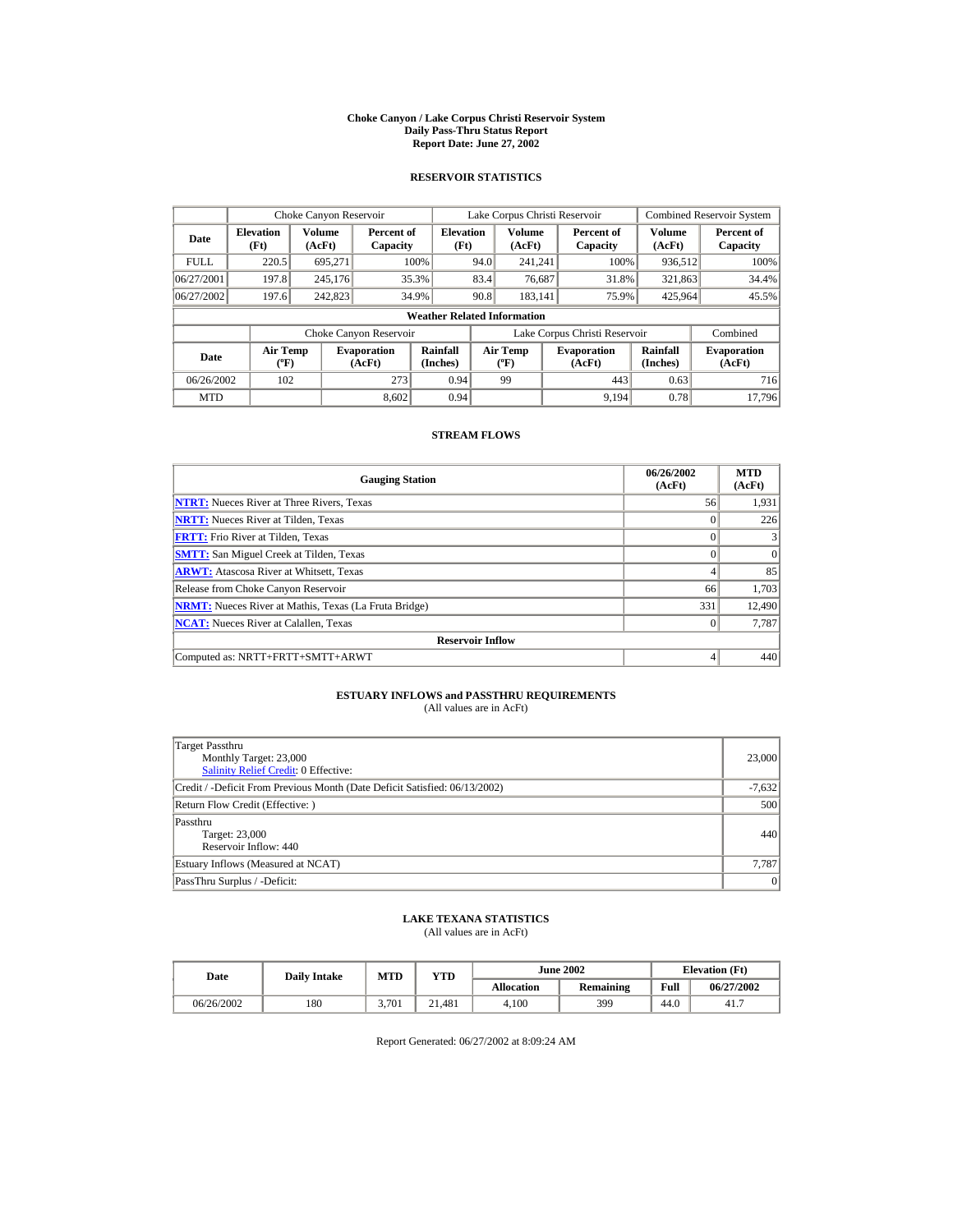# Choke Canyon / Lake Corpus Christi Reservoir System
## Daily Pass-Thru Status Report
### Report Date: June 27, 2002

## RESERVOIR STATISTICS

| | Choke Canyon Reservoir | | | Lake Corpus Christi Reservoir | | | Combined Reservoir System | |
|---|---|---|---|---|---|---|---|---|
| Date | Elevation (Ft) | Volume (AcFt) | Percent of Capacity | Elevation (Ft) | Volume (AcFt) | Percent of Capacity | Volume (AcFt) | Percent of Capacity |
| FULL | 220.5 | 695,271 | 100% | 94.0 | 241,241 | 100% | 936,512 | 100% |
| 06/27/2001 | 197.8 | 245,176 | 35.3% | 83.4 | 76,687 | 31.8% | 321,863 | 34.4% |
| 06/27/2002 | 197.6 | 242,823 | 34.9% | 90.8 | 183,141 | 75.9% | 425,964 | 45.5% |

**Weather Related Information**

| | Choke Canyon Reservoir | | | Lake Corpus Christi Reservoir | | | Combined |
|---|---|---|---|---|---|---|---|
| Date | Air Temp (ºF) | Evaporation (AcFt) | Rainfall (Inches) | Air Temp (ºF) | Evaporation (AcFt) | Rainfall (Inches) | Evaporation (AcFt) |
| 06/26/2002 | 102 | 273 | 0.94 | 99 | 443 | 0.63 | 716 |
| MTD | | 8,602 | 0.94 | | 9,194 | 0.78 | 17,796 |

## STREAM FLOWS

| Gauging Station | 06/26/2002 (AcFt) | MTD (AcFt) |
|---|---|---|
| NTRT: Nueces River at Three Rivers, Texas | 56 | 1,931 |
| NRTT: Nueces River at Tilden, Texas | 0 | 226 |
| FRTT: Frio River at Tilden, Texas | 0 | 3 |
| SMTT: San Miguel Creek at Tilden, Texas | 0 | 0 |
| ARWT: Atascosa River at Whitsett, Texas | 4 | 85 |
| Release from Choke Canyon Reservoir | 66 | 1,703 |
| NRMT: Nueces River at Mathis, Texas (La Fruta Bridge) | 331 | 12,490 |
| NCAT: Nueces River at Calallen, Texas | 0 | 7,787 |
| **Reservoir Inflow** | | |
| Computed as: NRTT+FRTT+SMTT+ARWT | 4 | 440 |

## ESTUARY INFLOWS and PASSTHRU REQUIREMENTS
(All values are in AcFt)

| | |
|---|---|
| Target Passthru<br>Monthly Target: 23,000<br>Salinity Relief Credit: 0 Effective: | 23,000 |
| Credit / -Deficit From Previous Month (Date Deficit Satisfied: 06/13/2002) | -7,632 |
| Return Flow Credit (Effective: ) | 500 |
| Passthru<br>Target: 23,000<br>Reservoir Inflow: 440 | 440 |
| Estuary Inflows (Measured at NCAT) | 7,787 |
| PassThru Surplus / -Deficit: | 0 |

## LAKE TEXANA STATISTICS
(All values are in AcFt)

| Date | Daily Intake | MTD | YTD | June 2002 | | Elevation (Ft) | |
|---|---|---|---|---|---|---|---|
| | | | | Allocation | Remaining | Full | 06/27/2002 |
| 06/26/2002 | 180 | 3,701 | 21,481 | 4,100 | 399 | 44.0 | 41.7 |

Report Generated: 06/27/2002 at 8:09:24 AM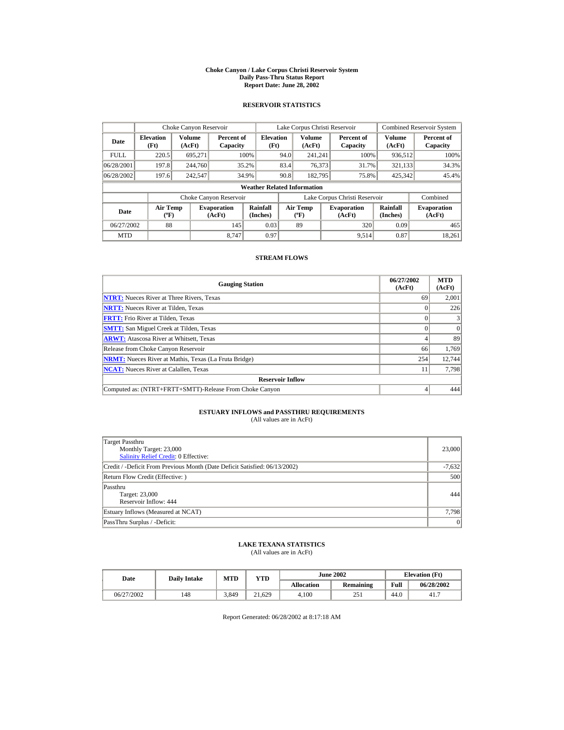# Choke Canyon / Lake Corpus Christi Reservoir System
## Daily Pass-Thru Status Report
## Report Date: June 28, 2002

### RESERVOIR STATISTICS

| | Choke Canyon Reservoir | | | Lake Corpus Christi Reservoir | | | Combined Reservoir System | |
|---|---|---|---|---|---|---|---|---|
| Date | Elevation (Ft) | Volume (AcFt) | Percent of Capacity | Elevation (Ft) | Volume (AcFt) | Percent of Capacity | Volume (AcFt) | Percent of Capacity |
| FULL | 220.5 | 695,271 | 100% | 94.0 | 241,241 | 100% | 936,512 | 100% |
| 06/28/2001 | 197.8 | 244,760 | 35.2% | 83.4 | 76,373 | 31.7% | 321,133 | 34.3% |
| 06/28/2002 | 197.6 | 242,547 | 34.9% | 90.8 | 182,795 | 75.8% | 425,342 | 45.4% |

**Weather Related Information**

| | Choke Canyon Reservoir | | | Lake Corpus Christi Reservoir | | | Combined |
|---|---|---|---|---|---|---|---|
| Date | Air Temp (ºF) | Evaporation (AcFt) | Rainfall (Inches) | Air Temp (ºF) | Evaporation (AcFt) | Rainfall (Inches) | Evaporation (AcFt) |
| 06/27/2002 | 88 | 145 | 0.03 | 89 | 320 | 0.09 | 465 |
| MTD | | 8,747 | 0.97 | | 9,514 | 0.87 | 18,261 |

### STREAM FLOWS

| Gauging Station | 06/27/2002 (AcFt) | MTD (AcFt) |
|---|---|---|
| NTRT: Nueces River at Three Rivers, Texas | 69 | 2,001 |
| NRTT: Nueces River at Tilden, Texas | 0 | 226 |
| FRTT: Frio River at Tilden, Texas | 0 | 3 |
| SMTT: San Miguel Creek at Tilden, Texas | 0 | 0 |
| ARWT: Atascosa River at Whitsett, Texas | 4 | 89 |
| Release from Choke Canyon Reservoir | 66 | 1,769 |
| NRMT: Nueces River at Mathis, Texas (La Fruta Bridge) | 254 | 12,744 |
| NCAT: Nueces River at Calallen, Texas | 11 | 7,798 |
| **Reservoir Inflow** | | |
| Computed as: (NTRT+FRTT+SMTT)-Release From Choke Canyon | 4 | 444 |

### ESTUARY INFLOWS and PASSTHRU REQUIREMENTS
(All values are in AcFt)

| | |
|---|---|
| Target Passthru<br>Monthly Target: 23,000<br>Salinity Relief Credit: 0 Effective: | 23,000 |
| Credit / -Deficit From Previous Month (Date Deficit Satisfied: 06/13/2002) | -7,632 |
| Return Flow Credit (Effective: ) | 500 |
| Passthru<br>Target: 23,000<br>Reservoir Inflow: 444 | 444 |
| Estuary Inflows (Measured at NCAT) | 7,798 |
| PassThru Surplus / -Deficit: | 0 |

### LAKE TEXANA STATISTICS
(All values are in AcFt)

| Date | Daily Intake | MTD | YTD | June 2002 | | Elevation (Ft) | |
|---|---|---|---|---|---|---|---|
| | | | | Allocation | Remaining | Full | 06/28/2002 |
| 06/27/2002 | 148 | 3,849 | 21,629 | 4,100 | 251 | 44.0 | 41.7 |

Report Generated: 06/28/2002 at 8:17:18 AM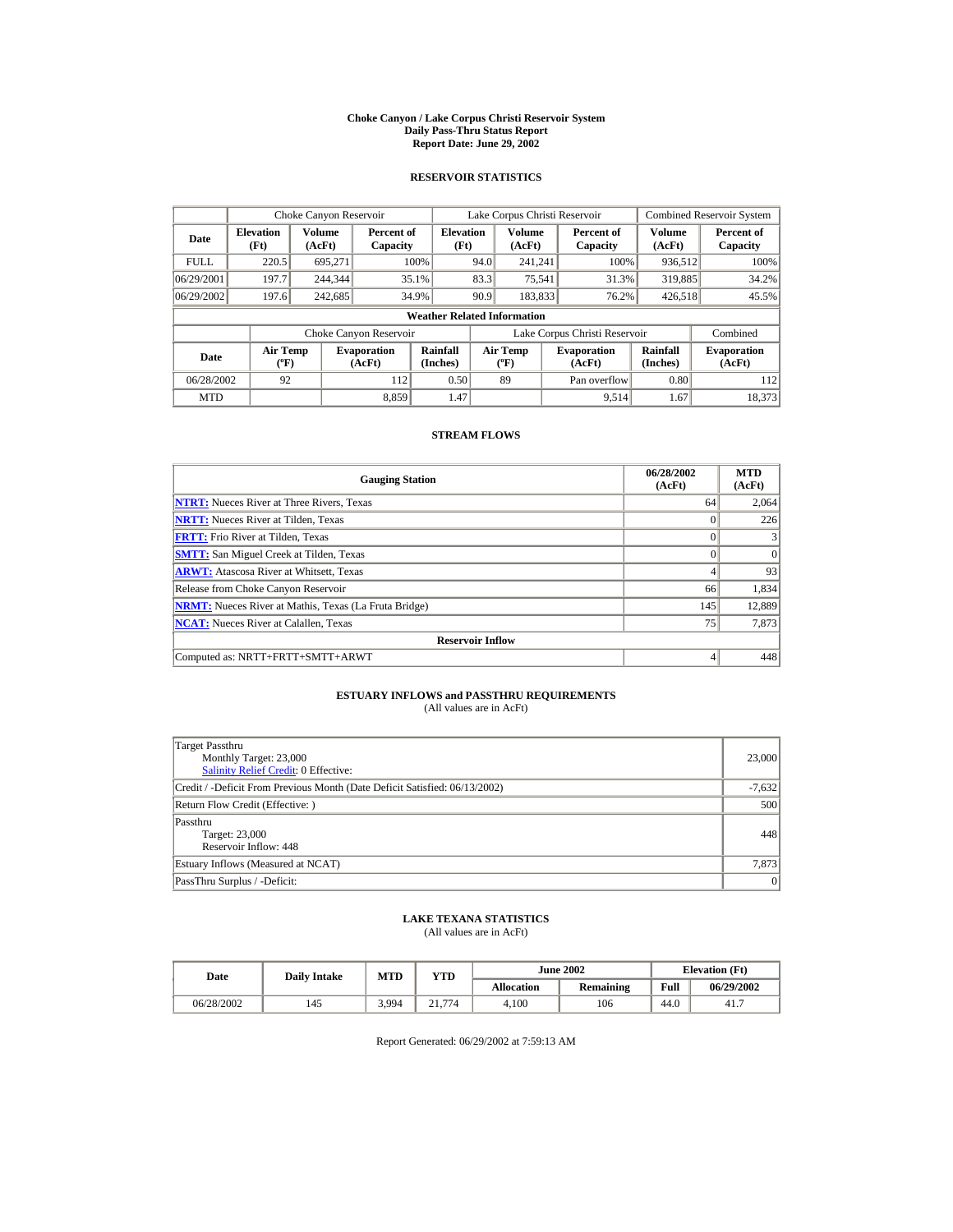# Choke Canyon / Lake Corpus Christi Reservoir System
## Daily Pass-Thru Status Report
## Report Date: June 29, 2002

### RESERVOIR STATISTICS

| | Choke Canyon Reservoir | | | Lake Corpus Christi Reservoir | | | Combined Reservoir System | |
|---|---|---|---|---|---|---|---|---|
| **Date** | **Elevation (Ft)** | **Volume (AcFt)** | **Percent of Capacity** | **Elevation (Ft)** | **Volume (AcFt)** | **Percent of Capacity** | **Volume (AcFt)** | **Percent of Capacity** |
| FULL | 220.5 | 695,271 | 100% | 94.0 | 241,241 | 100% | 936,512 | 100% |
| 06/29/2001 | 197.7 | 244,344 | 35.1% | 83.3 | 75,541 | 31.3% | 319,885 | 34.2% |
| 06/29/2002 | 197.6 | 242,685 | 34.9% | 90.9 | 183,833 | 76.2% | 426,518 | 45.5% |

**Weather Related Information**

| | Choke Canyon Reservoir | | | Lake Corpus Christi Reservoir | | | Combined |
|---|---|---|---|---|---|---|---|
| **Date** | **Air Temp (ºF)** | **Evaporation (AcFt)** | **Rainfall (Inches)** | **Air Temp (ºF)** | **Evaporation (AcFt)** | **Rainfall (Inches)** | **Evaporation (AcFt)** |
| 06/28/2002 | 92 | 112 | 0.50 | 89 | Pan overflow | 0.80 | 112 |
| MTD | | 8,859 | 1.47 | | 9,514 | 1.67 | 18,373 |

### STREAM FLOWS

| Gauging Station | 06/28/2002 (AcFt) | MTD (AcFt) |
|---|---|---|
| **NTRT:** Nueces River at Three Rivers, Texas | 64 | 2,064 |
| **NRTT:** Nueces River at Tilden, Texas | 0 | 226 |
| **FRTT:** Frio River at Tilden, Texas | 0 | 3 |
| **SMTT:** San Miguel Creek at Tilden, Texas | 0 | 0 |
| **ARWT:** Atascosa River at Whitsett, Texas | 4 | 93 |
| Release from Choke Canyon Reservoir | 66 | 1,834 |
| **NRMT:** Nueces River at Mathis, Texas (La Fruta Bridge) | 145 | 12,889 |
| **NCAT:** Nueces River at Calallen, Texas | 75 | 7,873 |
| **Reservoir Inflow** | | |
| Computed as: NRTT+FRTT+SMTT+ARWT | 4 | 448 |

### ESTUARY INFLOWS and PASSTHRU REQUIREMENTS
(All values are in AcFt)

| | |
|---|---|
| Target Passthru<br>Monthly Target: 23,000<br>Salinity Relief Credit: 0 Effective: | 23,000 |
| Credit / -Deficit From Previous Month (Date Deficit Satisfied: 06/13/2002) | -7,632 |
| Return Flow Credit (Effective: ) | 500 |
| Passthru<br>Target: 23,000<br>Reservoir Inflow: 448 | 448 |
| Estuary Inflows (Measured at NCAT) | 7,873 |
| PassThru Surplus / -Deficit: | 0 |

### LAKE TEXANA STATISTICS
(All values are in AcFt)

| Date | Daily Intake | MTD | YTD | June 2002 | | Elevation (Ft) | |
|---|---|---|---|---|---|---|---|
| | | | | **Allocation** | **Remaining** | **Full** | **06/29/2002** |
| 06/28/2002 | 145 | 3,994 | 21,774 | 4,100 | 106 | 44.0 | 41.7 |

Report Generated: 06/29/2002 at 7:59:13 AM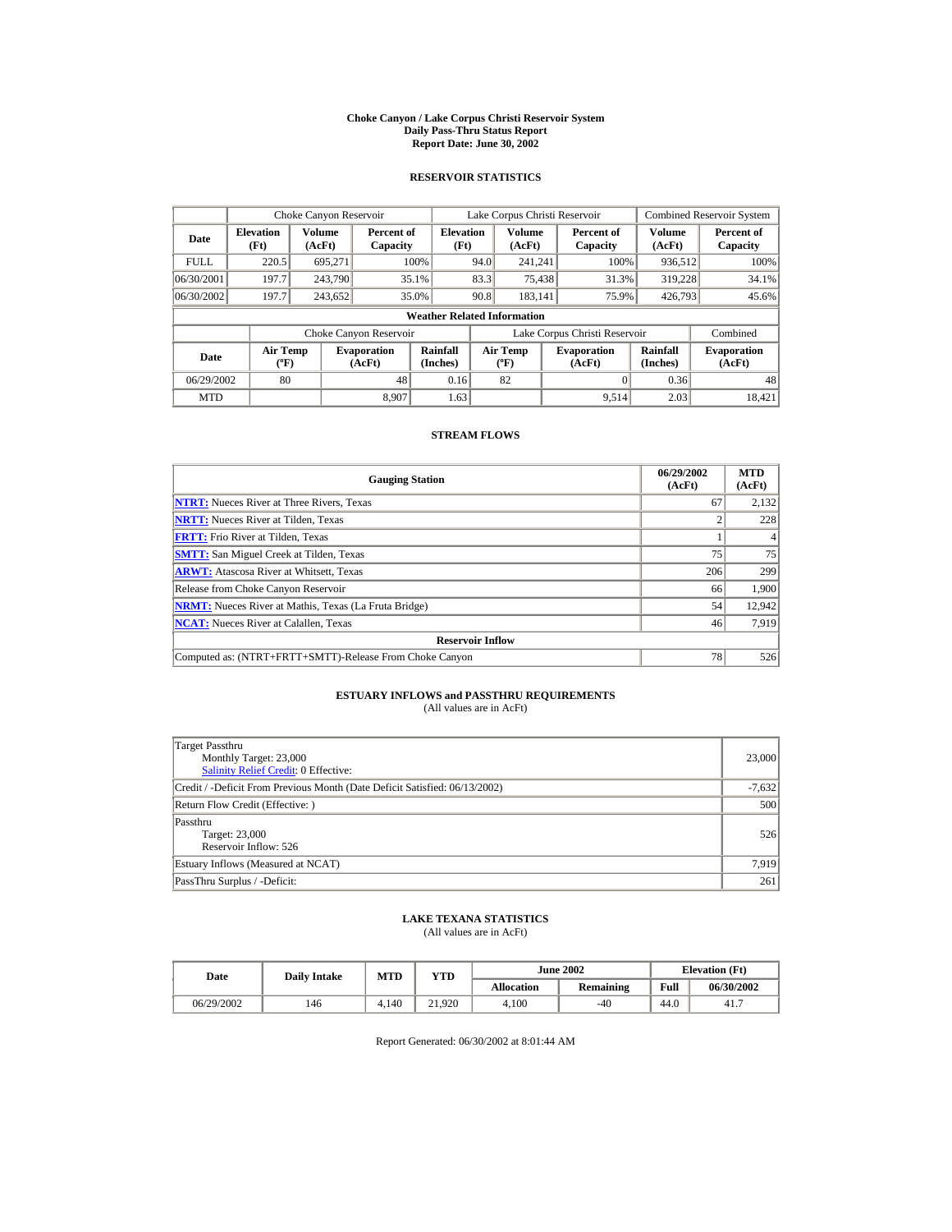# Choke Canyon / Lake Corpus Christi Reservoir System
## Daily Pass-Thru Status Report
### Report Date: June 30, 2002

## RESERVOIR STATISTICS

| | Choke Canyon Reservoir | | | Lake Corpus Christi Reservoir | | | Combined Reservoir System | |
|---|---|---|---|---|---|---|---|---|
| Date | Elevation (Ft) | Volume (AcFt) | Percent of Capacity | Elevation (Ft) | Volume (AcFt) | Percent of Capacity | Volume (AcFt) | Percent of Capacity |
| FULL | 220.5 | 695,271 | 100% | 94.0 | 241,241 | 100% | 936,512 | 100% |
| 06/30/2001 | 197.7 | 243,790 | 35.1% | 83.3 | 75,438 | 31.3% | 319,228 | 34.1% |
| 06/30/2002 | 197.7 | 243,652 | 35.0% | 90.8 | 183,141 | 75.9% | 426,793 | 45.6% |

**Weather Related Information**

| | Choke Canyon Reservoir | | | Lake Corpus Christi Reservoir | | | Combined |
|---|---|---|---|---|---|---|---|
| Date | Air Temp (ºF) | Evaporation (AcFt) | Rainfall (Inches) | Air Temp (ºF) | Evaporation (AcFt) | Rainfall (Inches) | Evaporation (AcFt) |
| 06/29/2002 | 80 | 48 | 0.16 | 82 | 0 | 0.36 | 48 |
| MTD | | 8,907 | 1.63 | | 9,514 | 2.03 | 18,421 |

## STREAM FLOWS

| Gauging Station | 06/29/2002 (AcFt) | MTD (AcFt) |
|---|---|---|
| NTRT: Nueces River at Three Rivers, Texas | 67 | 2,132 |
| NRTT: Nueces River at Tilden, Texas | 2 | 228 |
| FRTT: Frio River at Tilden, Texas | 1 | 4 |
| SMTT: San Miguel Creek at Tilden, Texas | 75 | 75 |
| ARWT: Atascosa River at Whitsett, Texas | 206 | 299 |
| Release from Choke Canyon Reservoir | 66 | 1,900 |
| NRMT: Nueces River at Mathis, Texas (La Fruta Bridge) | 54 | 12,942 |
| NCAT: Nueces River at Calallen, Texas | 46 | 7,919 |
| **Reservoir Inflow** | | |
| Computed as: (NTRT+FRTT+SMTT)-Release From Choke Canyon | 78 | 526 |

## ESTUARY INFLOWS and PASSTHRU REQUIREMENTS
(All values are in AcFt)

| | |
|---|---|
| Target Passthru<br>Monthly Target: 23,000<br>Salinity Relief Credit: 0 Effective: | 23,000 |
| Credit / -Deficit From Previous Month (Date Deficit Satisfied: 06/13/2002) | -7,632 |
| Return Flow Credit (Effective: ) | 500 |
| Passthru<br>Target: 23,000<br>Reservoir Inflow: 526 | 526 |
| Estuary Inflows (Measured at NCAT) | 7,919 |
| PassThru Surplus / -Deficit: | 261 |

## LAKE TEXANA STATISTICS
(All values are in AcFt)

| Date | Daily Intake | MTD | YTD | June 2002 | | Elevation (Ft) | |
|---|---|---|---|---|---|---|---|
| | | | | Allocation | Remaining | Full | 06/30/2002 |
| 06/29/2002 | 146 | 4,140 | 21,920 | 4,100 | -40 | 44.0 | 41.7 |

Report Generated: 06/30/2002 at 8:01:44 AM